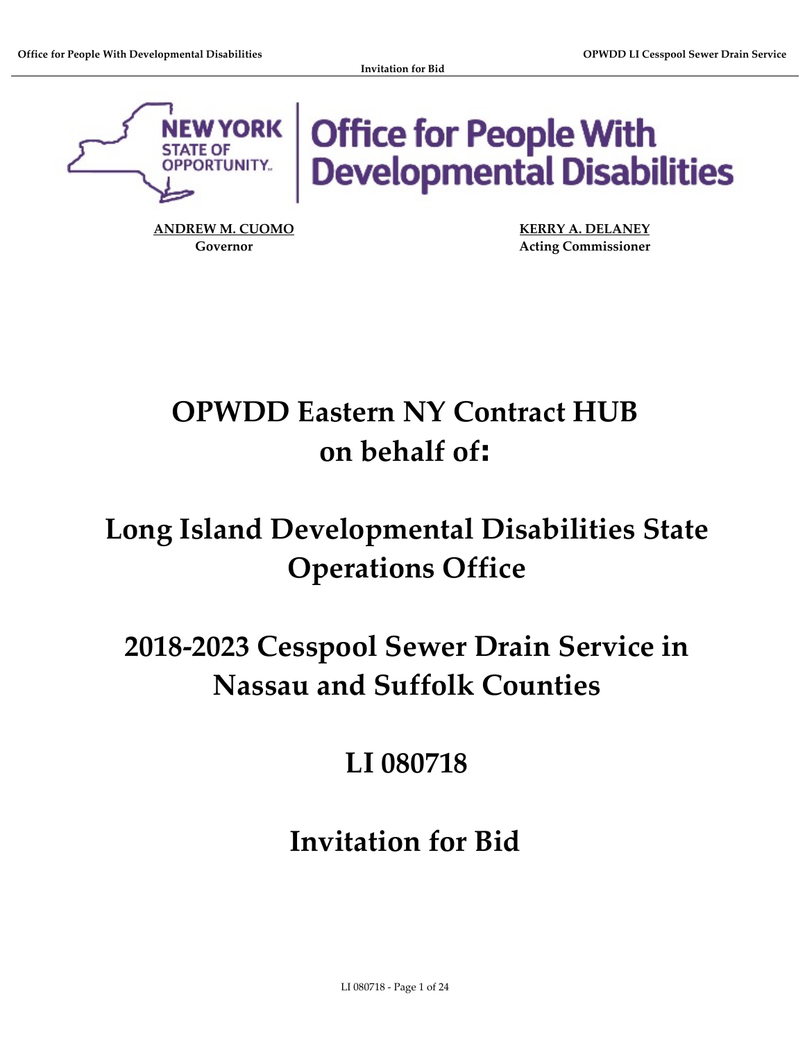**ANDREW M. CUOMO**
Governor

**KERRY A. DELANEY**
Acting Commissioner

# OPWDD Eastern NY Contract HUB on behalf of:

# Long Island Developmental Disabilities State Operations Office

# 2018-2023 Cesspool Sewer Drain Service in Nassau and Suffolk Counties

# LI 080718

# Invitation for Bid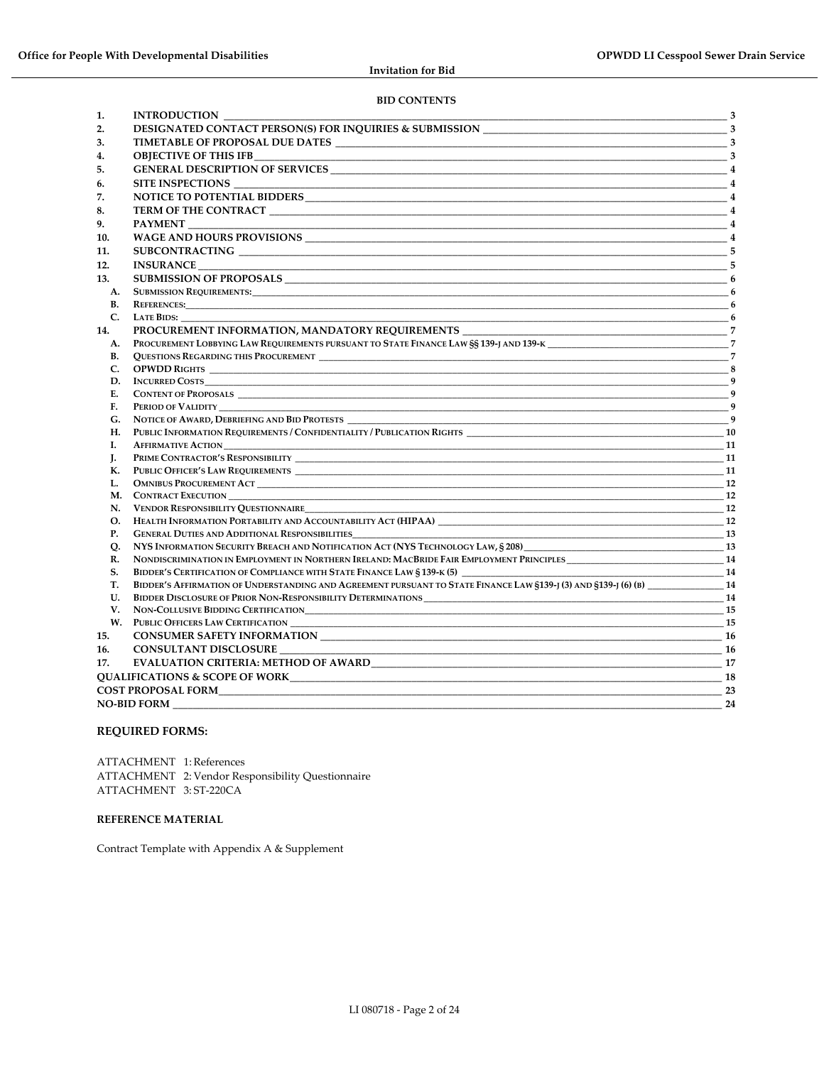## BID CONTENTS

| | | |
|---|---|---|
| 1. | INTRODUCTION | 3 |
| 2. | DESIGNATED CONTACT PERSON(S) FOR INQUIRIES & SUBMISSION | 3 |
| 3. | TIMETABLE OF PROPOSAL DUE DATES | 3 |
| 4. | OBJECTIVE OF THIS IFB | 3 |
| 5. | GENERAL DESCRIPTION OF SERVICES | 4 |
| 6. | SITE INSPECTIONS | 4 |
| 7. | NOTICE TO POTENTIAL BIDDERS | 4 |
| 8. | TERM OF THE CONTRACT | 4 |
| 9. | PAYMENT | 4 |
| 10. | WAGE AND HOURS PROVISIONS | 4 |
| 11. | SUBCONTRACTING | 5 |
| 12. | INSURANCE | 5 |
| 13. | SUBMISSION OF PROPOSALS | 6 |
| A. | SUBMISSION REQUIREMENTS: | 6 |
| B. | REFERENCES: | 6 |
| C. | LATE BIDS: | 6 |
| 14. | PROCUREMENT INFORMATION, MANDATORY REQUIREMENTS | 7 |
| A. | PROCUREMENT LOBBYING LAW REQUIREMENTS PURSUANT TO STATE FINANCE LAW §§ 139-J AND 139-K | 7 |
| B. | QUESTIONS REGARDING THIS PROCUREMENT | 7 |
| C. | OPWDD RIGHTS | 8 |
| D. | INCURRED COSTS | 9 |
| E. | CONTENT OF PROPOSALS | 9 |
| F. | PERIOD OF VALIDITY | 9 |
| G. | NOTICE OF AWARD, DEBRIEFING AND BID PROTESTS | 9 |
| H. | PUBLIC INFORMATION REQUIREMENTS / CONFIDENTIALITY / PUBLICATION RIGHTS | 10 |
| I. | AFFIRMATIVE ACTION | 11 |
| J. | PRIME CONTRACTOR'S RESPONSIBILITY | 11 |
| K. | PUBLIC OFFICER'S LAW REQUIREMENTS | 11 |
| L. | OMNIBUS PROCUREMENT ACT | 12 |
| M. | CONTRACT EXECUTION | 12 |
| N. | VENDOR RESPONSIBILITY QUESTIONNAIRE | 12 |
| O. | HEALTH INFORMATION PORTABILITY AND ACCOUNTABILITY ACT (HIPAA) | 12 |
| P. | GENERAL DUTIES AND ADDITIONAL RESPONSIBILITIES | 13 |
| Q. | NYS INFORMATION SECURITY BREACH AND NOTIFICATION ACT (NYS TECHNOLOGY LAW, § 208) | 13 |
| R. | NONDISCRIMINATION IN EMPLOYMENT IN NORTHERN IRELAND: MACBRIDE FAIR EMPLOYMENT PRINCIPLES | 14 |
| S. | BIDDER'S CERTIFICATION OF COMPLIANCE WITH STATE FINANCE LAW § 139-K (5) | 14 |
| T. | BIDDER'S AFFIRMATION OF UNDERSTANDING AND AGREEMENT PURSUANT TO STATE FINANCE LAW §139-J (3) AND §139-J (6) (B) | 14 |
| U. | BIDDER DISCLOSURE OF PRIOR NON-RESPONSIBILITY DETERMINATIONS | 14 |
| V. | NON-COLLUSIVE BIDDING CERTIFICATION | 15 |
| W. | PUBLIC OFFICERS LAW CERTIFICATION | 15 |
| 15. | CONSUMER SAFETY INFORMATION | 16 |
| 16. | CONSULTANT DISCLOSURE | 16 |
| 17. | EVALUATION CRITERIA: METHOD OF AWARD | 17 |
| | QUALIFICATIONS & SCOPE OF WORK | 18 |
| | COST PROPOSAL FORM | 23 |
| | NO-BID FORM | 24 |

### REQUIRED FORMS:

ATTACHMENT 1: References
ATTACHMENT 2: Vendor Responsibility Questionnaire
ATTACHMENT 3: ST-220CA

### REFERENCE MATERIAL

Contract Template with Appendix A & Supplement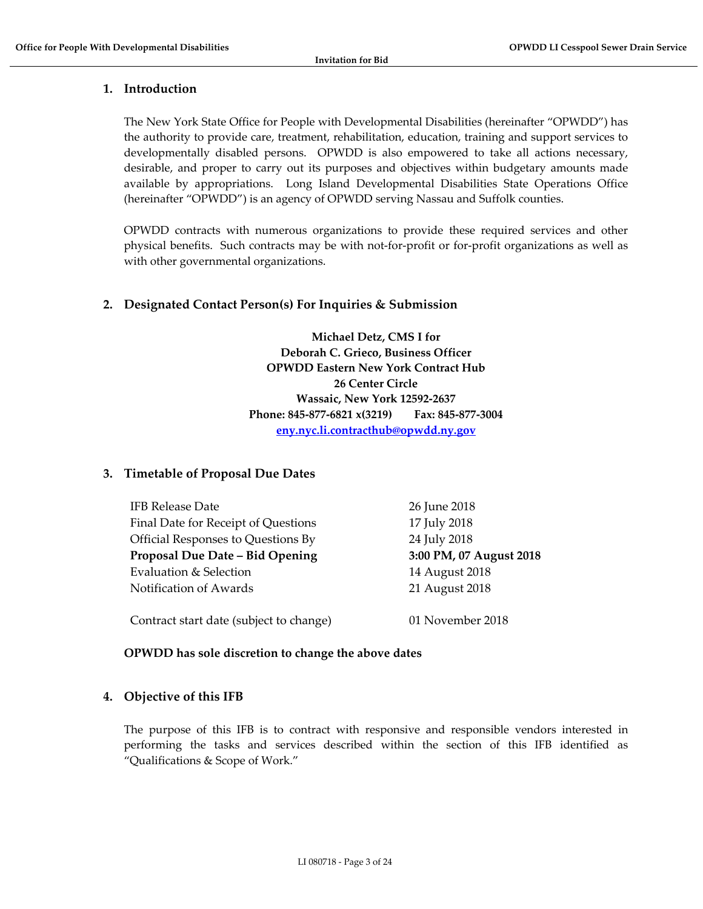## 1. Introduction

The New York State Office for People with Developmental Disabilities (hereinafter "OPWDD") has the authority to provide care, treatment, rehabilitation, education, training and support services to developmentally disabled persons. OPWDD is also empowered to take all actions necessary, desirable, and proper to carry out its purposes and objectives within budgetary amounts made available by appropriations. Long Island Developmental Disabilities State Operations Office (hereinafter "OPWDD") is an agency of OPWDD serving Nassau and Suffolk counties.

OPWDD contracts with numerous organizations to provide these required services and other physical benefits. Such contracts may be with not-for-profit or for-profit organizations as well as with other governmental organizations.

## 2. Designated Contact Person(s) For Inquiries & Submission

**Michael Detz, CMS I for**
**Deborah C. Grieco, Business Officer**
**OPWDD Eastern New York Contract Hub**
**26 Center Circle**
**Wassaic, New York 12592-2637**
**Phone: 845-877-6821 x(3219) Fax: 845-877-3004**
**eny.nyc.li.contracthub@opwdd.ny.gov**

## 3. Timetable of Proposal Due Dates

| | |
|---|---|
| IFB Release Date | 26 June 2018 |
| Final Date for Receipt of Questions | 17 July 2018 |
| Official Responses to Questions By | 24 July 2018 |
| **Proposal Due Date – Bid Opening** | **3:00 PM, 07 August 2018** |
| Evaluation & Selection | 14 August 2018 |
| Notification of Awards | 21 August 2018 |
| Contract start date (subject to change) | 01 November 2018 |

**OPWDD has sole discretion to change the above dates**

## 4. Objective of this IFB

The purpose of this IFB is to contract with responsive and responsible vendors interested in performing the tasks and services described within the section of this IFB identified as "Qualifications & Scope of Work."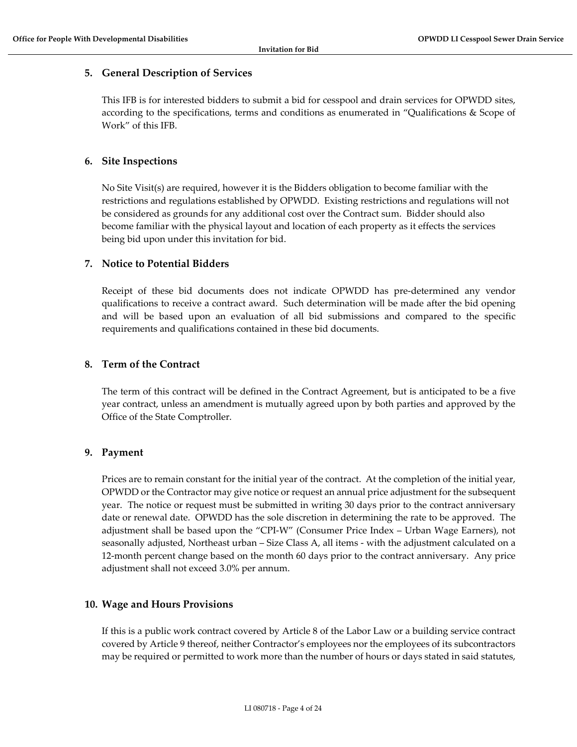## 5. General Description of Services

This IFB is for interested bidders to submit a bid for cesspool and drain services for OPWDD sites, according to the specifications, terms and conditions as enumerated in "Qualifications & Scope of Work" of this IFB.

## 6. Site Inspections

No Site Visit(s) are required, however it is the Bidders obligation to become familiar with the restrictions and regulations established by OPWDD. Existing restrictions and regulations will not be considered as grounds for any additional cost over the Contract sum. Bidder should also become familiar with the physical layout and location of each property as it effects the services being bid upon under this invitation for bid.

## 7. Notice to Potential Bidders

Receipt of these bid documents does not indicate OPWDD has pre-determined any vendor qualifications to receive a contract award. Such determination will be made after the bid opening and will be based upon an evaluation of all bid submissions and compared to the specific requirements and qualifications contained in these bid documents.

## 8. Term of the Contract

The term of this contract will be defined in the Contract Agreement, but is anticipated to be a five year contract, unless an amendment is mutually agreed upon by both parties and approved by the Office of the State Comptroller.

## 9. Payment

Prices are to remain constant for the initial year of the contract. At the completion of the initial year, OPWDD or the Contractor may give notice or request an annual price adjustment for the subsequent year. The notice or request must be submitted in writing 30 days prior to the contract anniversary date or renewal date. OPWDD has the sole discretion in determining the rate to be approved. The adjustment shall be based upon the "CPI-W" (Consumer Price Index – Urban Wage Earners), not seasonally adjusted, Northeast urban – Size Class A, all items - with the adjustment calculated on a 12-month percent change based on the month 60 days prior to the contract anniversary. Any price adjustment shall not exceed 3.0% per annum.

## 10. Wage and Hours Provisions

If this is a public work contract covered by Article 8 of the Labor Law or a building service contract covered by Article 9 thereof, neither Contractor's employees nor the employees of its subcontractors may be required or permitted to work more than the number of hours or days stated in said statutes,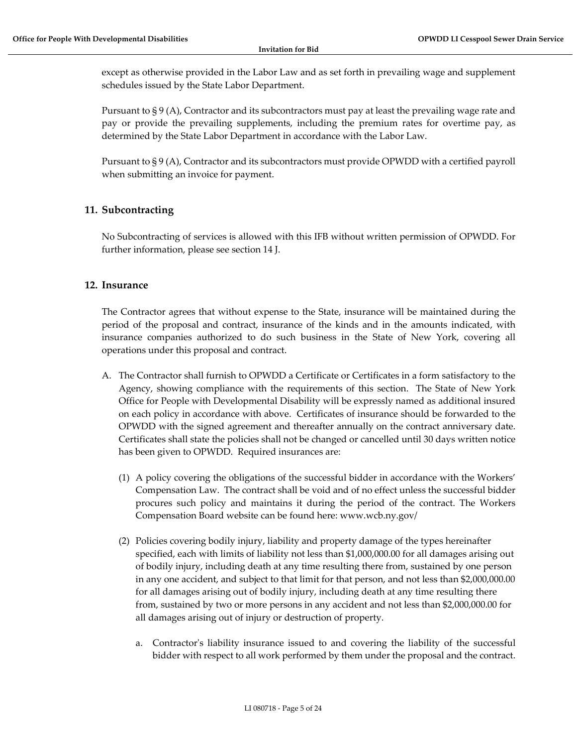except as otherwise provided in the Labor Law and as set forth in prevailing wage and supplement schedules issued by the State Labor Department.

Pursuant to § 9 (A), Contractor and its subcontractors must pay at least the prevailing wage rate and pay or provide the prevailing supplements, including the premium rates for overtime pay, as determined by the State Labor Department in accordance with the Labor Law.

Pursuant to § 9 (A), Contractor and its subcontractors must provide OPWDD with a certified payroll when submitting an invoice for payment.

## 11. Subcontracting

No Subcontracting of services is allowed with this IFB without written permission of OPWDD. For further information, please see section 14 J.

## 12. Insurance

The Contractor agrees that without expense to the State, insurance will be maintained during the period of the proposal and contract, insurance of the kinds and in the amounts indicated, with insurance companies authorized to do such business in the State of New York, covering all operations under this proposal and contract.

A. The Contractor shall furnish to OPWDD a Certificate or Certificates in a form satisfactory to the Agency, showing compliance with the requirements of this section. The State of New York Office for People with Developmental Disability will be expressly named as additional insured on each policy in accordance with above. Certificates of insurance should be forwarded to the OPWDD with the signed agreement and thereafter annually on the contract anniversary date. Certificates shall state the policies shall not be changed or cancelled until 30 days written notice has been given to OPWDD. Required insurances are:

   (1) A policy covering the obligations of the successful bidder in accordance with the Workers' Compensation Law. The contract shall be void and of no effect unless the successful bidder procures such policy and maintains it during the period of the contract. The Workers Compensation Board website can be found here: www.wcb.ny.gov/

   (2) Policies covering bodily injury, liability and property damage of the types hereinafter specified, each with limits of liability not less than $1,000,000.00 for all damages arising out of bodily injury, including death at any time resulting there from, sustained by one person in any one accident, and subject to that limit for that person, and not less than $2,000,000.00 for all damages arising out of bodily injury, including death at any time resulting there from, sustained by two or more persons in any accident and not less than $2,000,000.00 for all damages arising out of injury or destruction of property.

      a. Contractor's liability insurance issued to and covering the liability of the successful bidder with respect to all work performed by them under the proposal and the contract.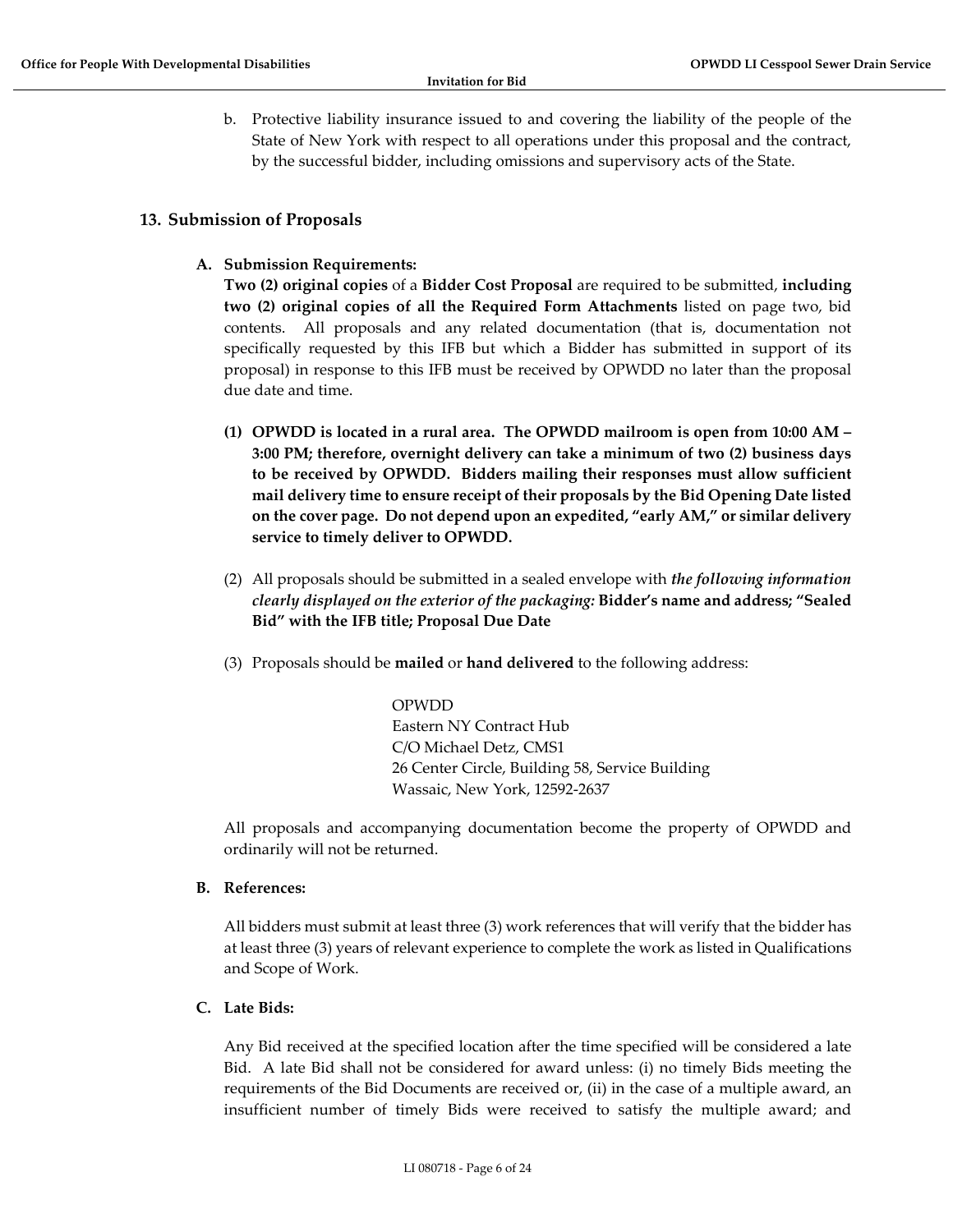b. Protective liability insurance issued to and covering the liability of the people of the State of New York with respect to all operations under this proposal and the contract, by the successful bidder, including omissions and supervisory acts of the State.

## 13. Submission of Proposals

### A. Submission Requirements:

**Two (2) original copies** of a **Bidder Cost Proposal** are required to be submitted, **including two (2) original copies of all the Required Form Attachments** listed on page two, bid contents. All proposals and any related documentation (that is, documentation not specifically requested by this IFB but which a Bidder has submitted in support of its proposal) in response to this IFB must be received by OPWDD no later than the proposal due date and time.

**(1) OPWDD is located in a rural area. The OPWDD mailroom is open from 10:00 AM – 3:00 PM; therefore, overnight delivery can take a minimum of two (2) business days to be received by OPWDD. Bidders mailing their responses must allow sufficient mail delivery time to ensure receipt of their proposals by the Bid Opening Date listed on the cover page. Do not depend upon an expedited, "early AM," or similar delivery service to timely deliver to OPWDD.**

(2) All proposals should be submitted in a sealed envelope with *the following information clearly displayed on the exterior of the packaging:* **Bidder's name and address; "Sealed Bid" with the IFB title; Proposal Due Date**

(3) Proposals should be **mailed** or **hand delivered** to the following address:

OPWDD  
Eastern NY Contract Hub  
C/O Michael Detz, CMS1  
26 Center Circle, Building 58, Service Building  
Wassaic, New York, 12592-2637

All proposals and accompanying documentation become the property of OPWDD and ordinarily will not be returned.

### B. References:

All bidders must submit at least three (3) work references that will verify that the bidder has at least three (3) years of relevant experience to complete the work as listed in Qualifications and Scope of Work.

### C. Late Bids:

Any Bid received at the specified location after the time specified will be considered a late Bid. A late Bid shall not be considered for award unless: (i) no timely Bids meeting the requirements of the Bid Documents are received or, (ii) in the case of a multiple award, an insufficient number of timely Bids were received to satisfy the multiple award; and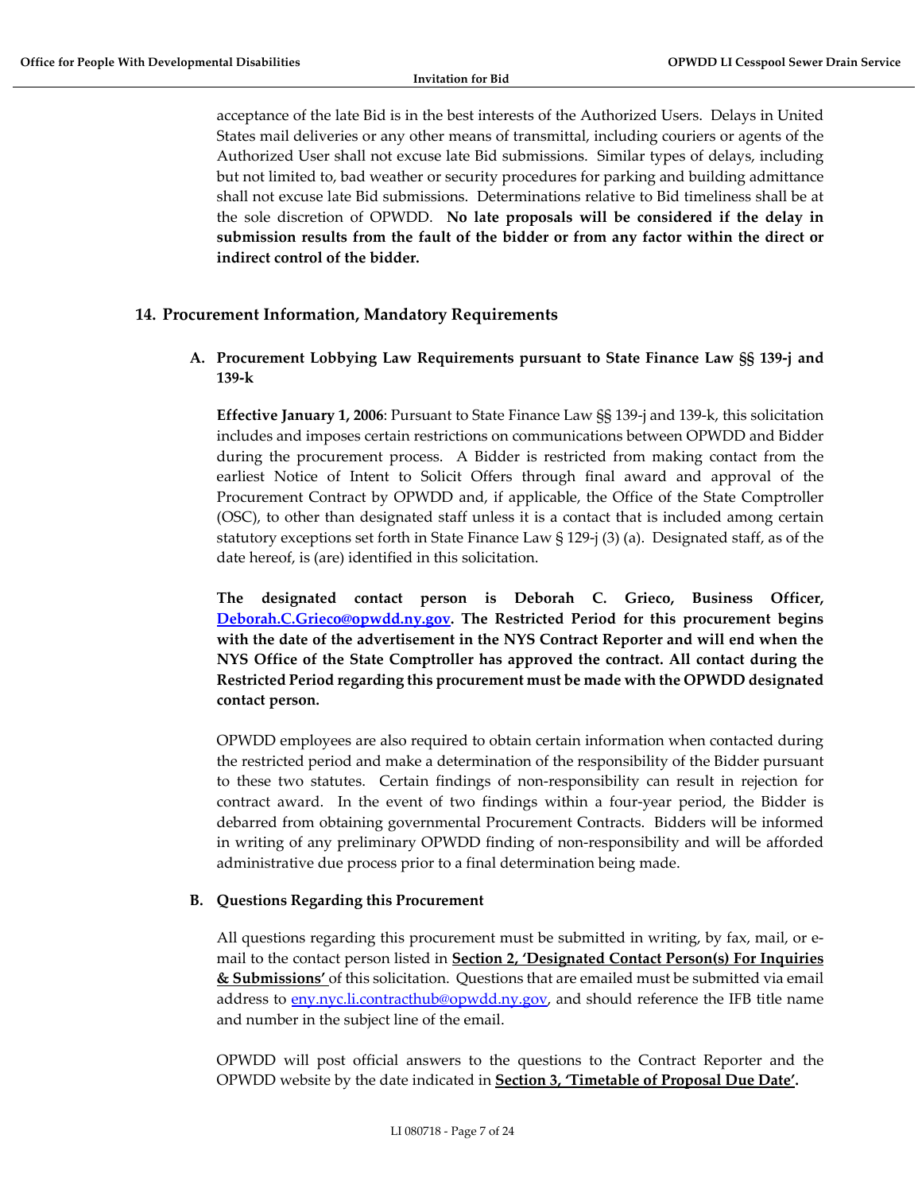acceptance of the late Bid is in the best interests of the Authorized Users. Delays in United States mail deliveries or any other means of transmittal, including couriers or agents of the Authorized User shall not excuse late Bid submissions. Similar types of delays, including but not limited to, bad weather or security procedures for parking and building admittance shall not excuse late Bid submissions. Determinations relative to Bid timeliness shall be at the sole discretion of OPWDD. **No late proposals will be considered if the delay in submission results from the fault of the bidder or from any factor within the direct or indirect control of the bidder.**

## 14. Procurement Information, Mandatory Requirements

### A. Procurement Lobbying Law Requirements pursuant to State Finance Law §§ 139-j and 139-k

**Effective January 1, 2006**: Pursuant to State Finance Law §§ 139-j and 139-k, this solicitation includes and imposes certain restrictions on communications between OPWDD and Bidder during the procurement process. A Bidder is restricted from making contact from the earliest Notice of Intent to Solicit Offers through final award and approval of the Procurement Contract by OPWDD and, if applicable, the Office of the State Comptroller (OSC), to other than designated staff unless it is a contact that is included among certain statutory exceptions set forth in State Finance Law § 129-j (3) (a). Designated staff, as of the date hereof, is (are) identified in this solicitation.

**The designated contact person is Deborah C. Grieco, Business Officer, Deborah.C.Grieco@opwdd.ny.gov. The Restricted Period for this procurement begins with the date of the advertisement in the NYS Contract Reporter and will end when the NYS Office of the State Comptroller has approved the contract. All contact during the Restricted Period regarding this procurement must be made with the OPWDD designated contact person.**

OPWDD employees are also required to obtain certain information when contacted during the restricted period and make a determination of the responsibility of the Bidder pursuant to these two statutes. Certain findings of non-responsibility can result in rejection for contract award. In the event of two findings within a four-year period, the Bidder is debarred from obtaining governmental Procurement Contracts. Bidders will be informed in writing of any preliminary OPWDD finding of non-responsibility and will be afforded administrative due process prior to a final determination being made.

### B. Questions Regarding this Procurement

All questions regarding this procurement must be submitted in writing, by fax, mail, or e-mail to the contact person listed in **Section 2, 'Designated Contact Person(s) For Inquiries & Submissions'** of this solicitation. Questions that are emailed must be submitted via email address to eny.nyc.li.contracthub@opwdd.ny.gov, and should reference the IFB title name and number in the subject line of the email.

OPWDD will post official answers to the questions to the Contract Reporter and the OPWDD website by the date indicated in **Section 3, 'Timetable of Proposal Due Date'.**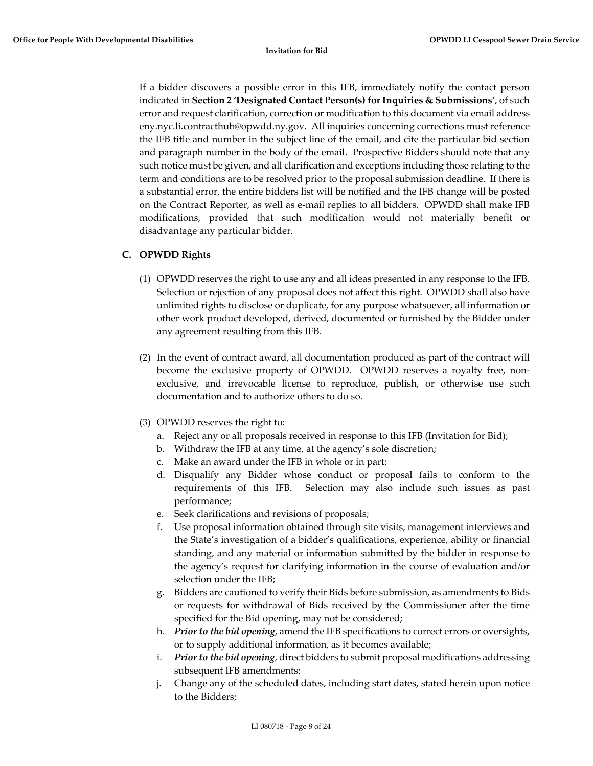If a bidder discovers a possible error in this IFB, immediately notify the contact person indicated in **Section 2 'Designated Contact Person(s) for Inquiries & Submissions'**, of such error and request clarification, correction or modification to this document via email address eny.nyc.li.contracthub@opwdd.ny.gov. All inquiries concerning corrections must reference the IFB title and number in the subject line of the email, and cite the particular bid section and paragraph number in the body of the email. Prospective Bidders should note that any such notice must be given, and all clarification and exceptions including those relating to the term and conditions are to be resolved prior to the proposal submission deadline. If there is a substantial error, the entire bidders list will be notified and the IFB change will be posted on the Contract Reporter, as well as e-mail replies to all bidders. OPWDD shall make IFB modifications, provided that such modification would not materially benefit or disadvantage any particular bidder.

### C. OPWDD Rights

(1) OPWDD reserves the right to use any and all ideas presented in any response to the IFB. Selection or rejection of any proposal does not affect this right. OPWDD shall also have unlimited rights to disclose or duplicate, for any purpose whatsoever, all information or other work product developed, derived, documented or furnished by the Bidder under any agreement resulting from this IFB.

(2) In the event of contract award, all documentation produced as part of the contract will become the exclusive property of OPWDD. OPWDD reserves a royalty free, non-exclusive, and irrevocable license to reproduce, publish, or otherwise use such documentation and to authorize others to do so.

(3) OPWDD reserves the right to:

a. Reject any or all proposals received in response to this IFB (Invitation for Bid);
b. Withdraw the IFB at any time, at the agency's sole discretion;
c. Make an award under the IFB in whole or in part;
d. Disqualify any Bidder whose conduct or proposal fails to conform to the requirements of this IFB. Selection may also include such issues as past performance;
e. Seek clarifications and revisions of proposals;
f. Use proposal information obtained through site visits, management interviews and the State's investigation of a bidder's qualifications, experience, ability or financial standing, and any material or information submitted by the bidder in response to the agency's request for clarifying information in the course of evaluation and/or selection under the IFB;
g. Bidders are cautioned to verify their Bids before submission, as amendments to Bids or requests for withdrawal of Bids received by the Commissioner after the time specified for the Bid opening, may not be considered;
h. ***Prior to the bid opening***, amend the IFB specifications to correct errors or oversights, or to supply additional information, as it becomes available;
i. ***Prior to the bid opening***, direct bidders to submit proposal modifications addressing subsequent IFB amendments;
j. Change any of the scheduled dates, including start dates, stated herein upon notice to the Bidders;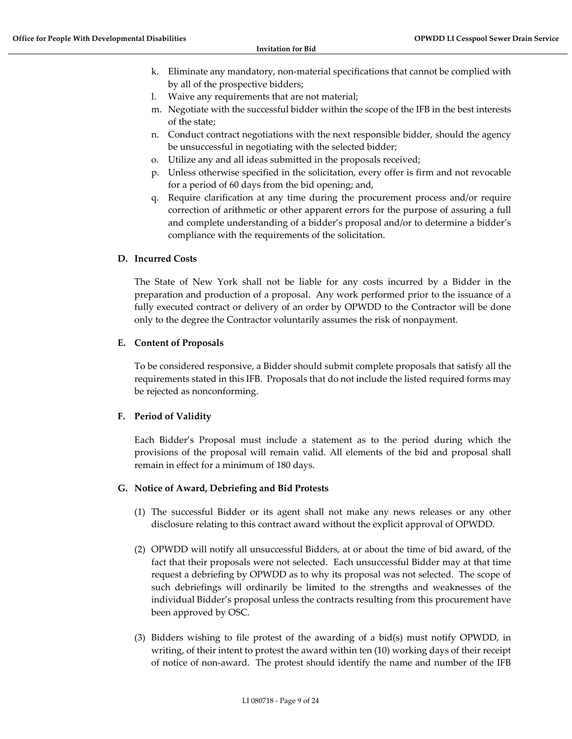k. Eliminate any mandatory, non-material specifications that cannot be complied with by all of the prospective bidders;
l. Waive any requirements that are not material;
m. Negotiate with the successful bidder within the scope of the IFB in the best interests of the state;
n. Conduct contract negotiations with the next responsible bidder, should the agency be unsuccessful in negotiating with the selected bidder;
o. Utilize any and all ideas submitted in the proposals received;
p. Unless otherwise specified in the solicitation, every offer is firm and not revocable for a period of 60 days from the bid opening; and,
q. Require clarification at any time during the procurement process and/or require correction of arithmetic or other apparent errors for the purpose of assuring a full and complete understanding of a bidder's proposal and/or to determine a bidder's compliance with the requirements of the solicitation.

### D. Incurred Costs

The State of New York shall not be liable for any costs incurred by a Bidder in the preparation and production of a proposal. Any work performed prior to the issuance of a fully executed contract or delivery of an order by OPWDD to the Contractor will be done only to the degree the Contractor voluntarily assumes the risk of nonpayment.

### E. Content of Proposals

To be considered responsive, a Bidder should submit complete proposals that satisfy all the requirements stated in this IFB. Proposals that do not include the listed required forms may be rejected as nonconforming.

### F. Period of Validity

Each Bidder's Proposal must include a statement as to the period during which the provisions of the proposal will remain valid. All elements of the bid and proposal shall remain in effect for a minimum of 180 days.

### G. Notice of Award, Debriefing and Bid Protests

(1) The successful Bidder or its agent shall not make any news releases or any other disclosure relating to this contract award without the explicit approval of OPWDD.

(2) OPWDD will notify all unsuccessful Bidders, at or about the time of bid award, of the fact that their proposals were not selected. Each unsuccessful Bidder may at that time request a debriefing by OPWDD as to why its proposal was not selected. The scope of such debriefings will ordinarily be limited to the strengths and weaknesses of the individual Bidder's proposal unless the contracts resulting from this procurement have been approved by OSC.

(3) Bidders wishing to file protest of the awarding of a bid(s) must notify OPWDD, in writing, of their intent to protest the award within ten (10) working days of their receipt of notice of non-award. The protest should identify the name and number of the IFB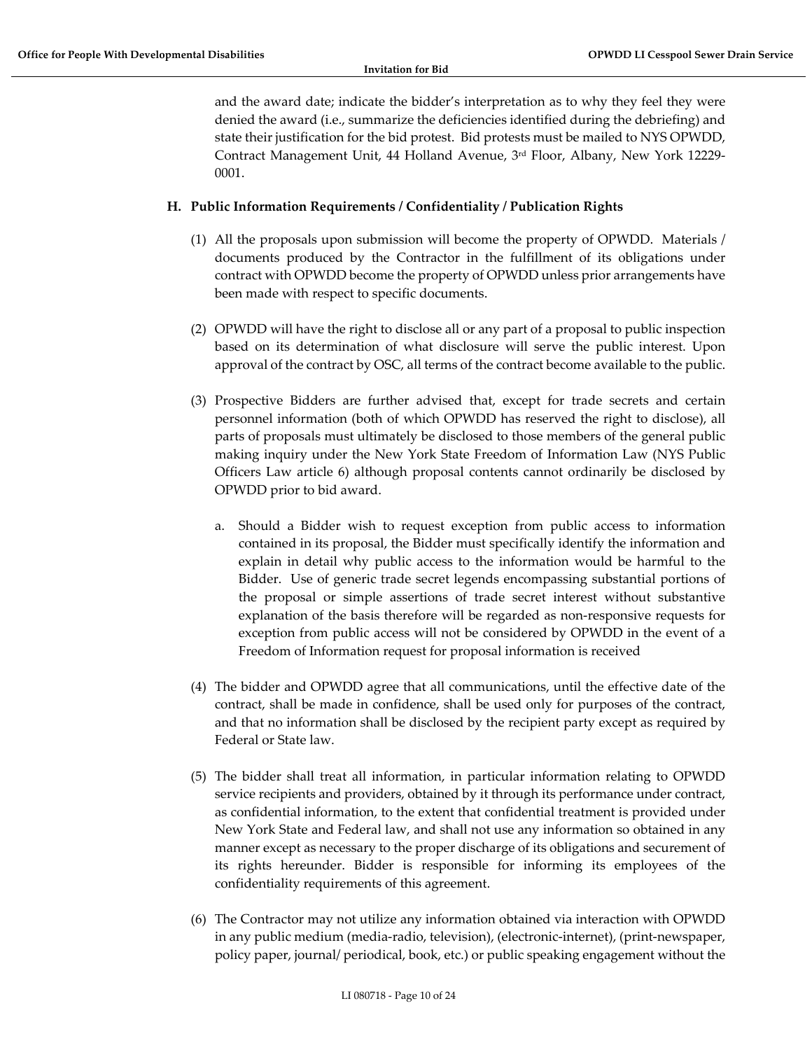and the award date; indicate the bidder's interpretation as to why they feel they were denied the award (i.e., summarize the deficiencies identified during the debriefing) and state their justification for the bid protest. Bid protests must be mailed to NYS OPWDD, Contract Management Unit, 44 Holland Avenue, 3rd Floor, Albany, New York 12229-0001.

### H. Public Information Requirements / Confidentiality / Publication Rights

(1) All the proposals upon submission will become the property of OPWDD. Materials / documents produced by the Contractor in the fulfillment of its obligations under contract with OPWDD become the property of OPWDD unless prior arrangements have been made with respect to specific documents.

(2) OPWDD will have the right to disclose all or any part of a proposal to public inspection based on its determination of what disclosure will serve the public interest. Upon approval of the contract by OSC, all terms of the contract become available to the public.

(3) Prospective Bidders are further advised that, except for trade secrets and certain personnel information (both of which OPWDD has reserved the right to disclose), all parts of proposals must ultimately be disclosed to those members of the general public making inquiry under the New York State Freedom of Information Law (NYS Public Officers Law article 6) although proposal contents cannot ordinarily be disclosed by OPWDD prior to bid award.

   a. Should a Bidder wish to request exception from public access to information contained in its proposal, the Bidder must specifically identify the information and explain in detail why public access to the information would be harmful to the Bidder. Use of generic trade secret legends encompassing substantial portions of the proposal or simple assertions of trade secret interest without substantive explanation of the basis therefore will be regarded as non-responsive requests for exception from public access will not be considered by OPWDD in the event of a Freedom of Information request for proposal information is received

(4) The bidder and OPWDD agree that all communications, until the effective date of the contract, shall be made in confidence, shall be used only for purposes of the contract, and that no information shall be disclosed by the recipient party except as required by Federal or State law.

(5) The bidder shall treat all information, in particular information relating to OPWDD service recipients and providers, obtained by it through its performance under contract, as confidential information, to the extent that confidential treatment is provided under New York State and Federal law, and shall not use any information so obtained in any manner except as necessary to the proper discharge of its obligations and securement of its rights hereunder. Bidder is responsible for informing its employees of the confidentiality requirements of this agreement.

(6) The Contractor may not utilize any information obtained via interaction with OPWDD in any public medium (media-radio, television), (electronic-internet), (print-newspaper, policy paper, journal/ periodical, book, etc.) or public speaking engagement without the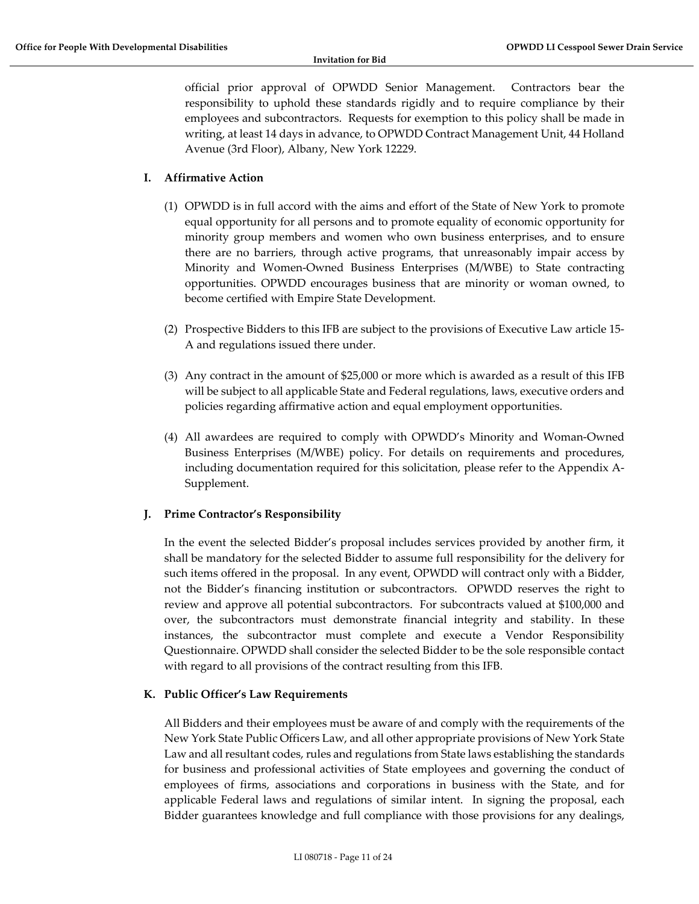official prior approval of OPWDD Senior Management. Contractors bear the responsibility to uphold these standards rigidly and to require compliance by their employees and subcontractors. Requests for exemption to this policy shall be made in writing, at least 14 days in advance, to OPWDD Contract Management Unit, 44 Holland Avenue (3rd Floor), Albany, New York 12229.

### I. Affirmative Action

(1) OPWDD is in full accord with the aims and effort of the State of New York to promote equal opportunity for all persons and to promote equality of economic opportunity for minority group members and women who own business enterprises, and to ensure there are no barriers, through active programs, that unreasonably impair access by Minority and Women-Owned Business Enterprises (M/WBE) to State contracting opportunities. OPWDD encourages business that are minority or woman owned, to become certified with Empire State Development.

(2) Prospective Bidders to this IFB are subject to the provisions of Executive Law article 15-A and regulations issued there under.

(3) Any contract in the amount of $25,000 or more which is awarded as a result of this IFB will be subject to all applicable State and Federal regulations, laws, executive orders and policies regarding affirmative action and equal employment opportunities.

(4) All awardees are required to comply with OPWDD's Minority and Woman-Owned Business Enterprises (M/WBE) policy. For details on requirements and procedures, including documentation required for this solicitation, please refer to the Appendix A-Supplement.

### J. Prime Contractor's Responsibility

In the event the selected Bidder's proposal includes services provided by another firm, it shall be mandatory for the selected Bidder to assume full responsibility for the delivery for such items offered in the proposal. In any event, OPWDD will contract only with a Bidder, not the Bidder's financing institution or subcontractors. OPWDD reserves the right to review and approve all potential subcontractors. For subcontracts valued at $100,000 and over, the subcontractors must demonstrate financial integrity and stability. In these instances, the subcontractor must complete and execute a Vendor Responsibility Questionnaire. OPWDD shall consider the selected Bidder to be the sole responsible contact with regard to all provisions of the contract resulting from this IFB.

### K. Public Officer's Law Requirements

All Bidders and their employees must be aware of and comply with the requirements of the New York State Public Officers Law, and all other appropriate provisions of New York State Law and all resultant codes, rules and regulations from State laws establishing the standards for business and professional activities of State employees and governing the conduct of employees of firms, associations and corporations in business with the State, and for applicable Federal laws and regulations of similar intent. In signing the proposal, each Bidder guarantees knowledge and full compliance with those provisions for any dealings,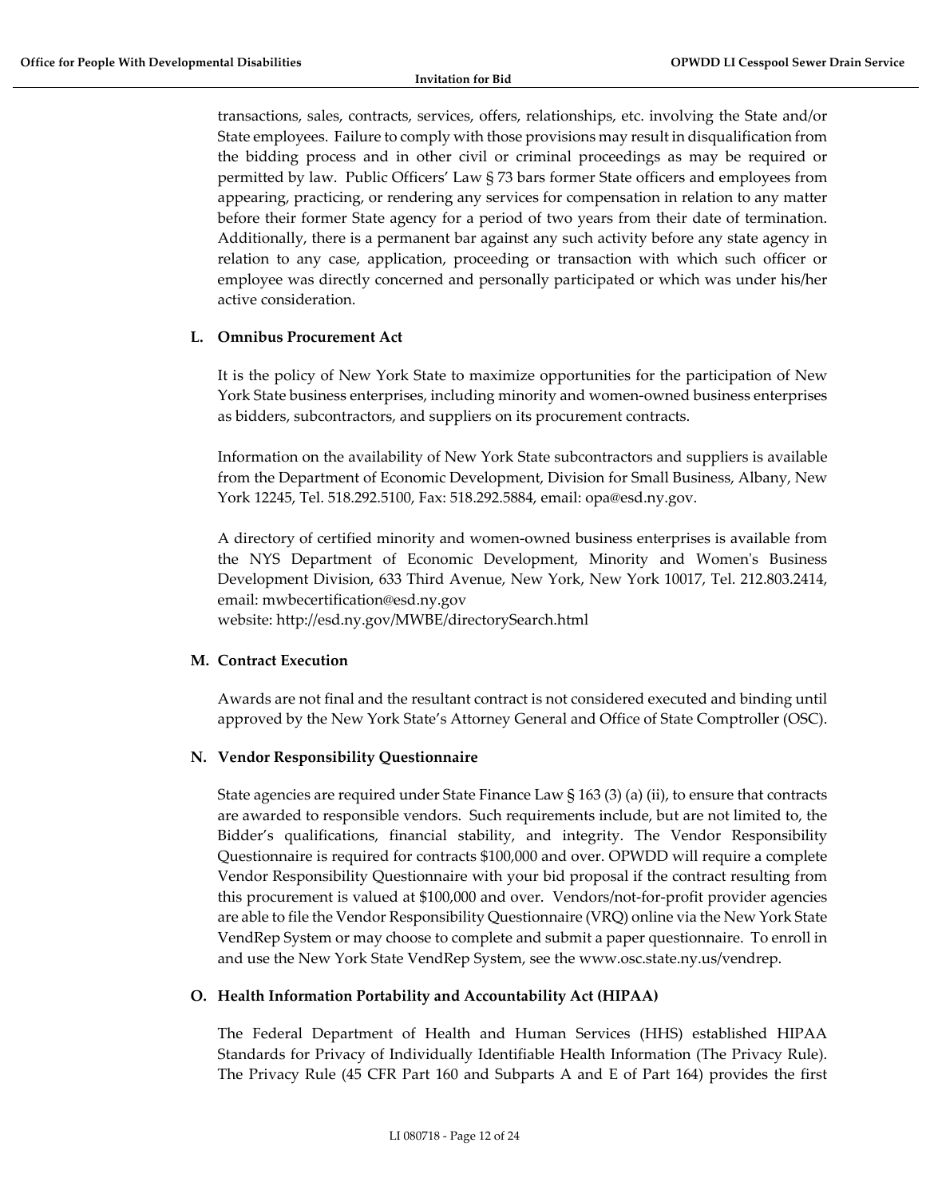transactions, sales, contracts, services, offers, relationships, etc. involving the State and/or State employees. Failure to comply with those provisions may result in disqualification from the bidding process and in other civil or criminal proceedings as may be required or permitted by law. Public Officers' Law § 73 bars former State officers and employees from appearing, practicing, or rendering any services for compensation in relation to any matter before their former State agency for a period of two years from their date of termination. Additionally, there is a permanent bar against any such activity before any state agency in relation to any case, application, proceeding or transaction with which such officer or employee was directly concerned and personally participated or which was under his/her active consideration.

### L. Omnibus Procurement Act

It is the policy of New York State to maximize opportunities for the participation of New York State business enterprises, including minority and women-owned business enterprises as bidders, subcontractors, and suppliers on its procurement contracts.

Information on the availability of New York State subcontractors and suppliers is available from the Department of Economic Development, Division for Small Business, Albany, New York 12245, Tel. 518.292.5100, Fax: 518.292.5884, email: opa@esd.ny.gov.

A directory of certified minority and women-owned business enterprises is available from the NYS Department of Economic Development, Minority and Women's Business Development Division, 633 Third Avenue, New York, New York 10017, Tel. 212.803.2414, email: mwbecertification@esd.ny.gov
website: http://esd.ny.gov/MWBE/directorySearch.html

### M. Contract Execution

Awards are not final and the resultant contract is not considered executed and binding until approved by the New York State's Attorney General and Office of State Comptroller (OSC).

### N. Vendor Responsibility Questionnaire

State agencies are required under State Finance Law § 163 (3) (a) (ii), to ensure that contracts are awarded to responsible vendors. Such requirements include, but are not limited to, the Bidder's qualifications, financial stability, and integrity. The Vendor Responsibility Questionnaire is required for contracts $100,000 and over. OPWDD will require a complete Vendor Responsibility Questionnaire with your bid proposal if the contract resulting from this procurement is valued at $100,000 and over. Vendors/not-for-profit provider agencies are able to file the Vendor Responsibility Questionnaire (VRQ) online via the New York State VendRep System or may choose to complete and submit a paper questionnaire. To enroll in and use the New York State VendRep System, see the www.osc.state.ny.us/vendrep.

### O. Health Information Portability and Accountability Act (HIPAA)

The Federal Department of Health and Human Services (HHS) established HIPAA Standards for Privacy of Individually Identifiable Health Information (The Privacy Rule). The Privacy Rule (45 CFR Part 160 and Subparts A and E of Part 164) provides the first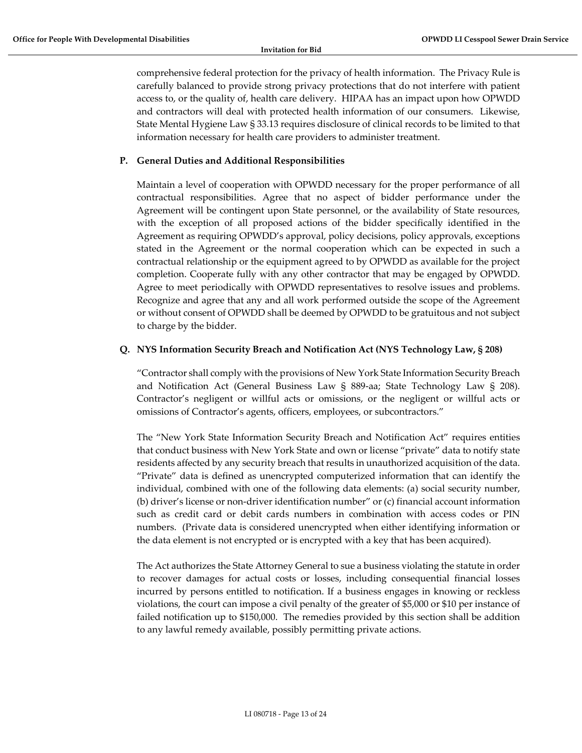comprehensive federal protection for the privacy of health information. The Privacy Rule is carefully balanced to provide strong privacy protections that do not interfere with patient access to, or the quality of, health care delivery. HIPAA has an impact upon how OPWDD and contractors will deal with protected health information of our consumers. Likewise, State Mental Hygiene Law § 33.13 requires disclosure of clinical records to be limited to that information necessary for health care providers to administer treatment.

**P. General Duties and Additional Responsibilities**

Maintain a level of cooperation with OPWDD necessary for the proper performance of all contractual responsibilities. Agree that no aspect of bidder performance under the Agreement will be contingent upon State personnel, or the availability of State resources, with the exception of all proposed actions of the bidder specifically identified in the Agreement as requiring OPWDD's approval, policy decisions, policy approvals, exceptions stated in the Agreement or the normal cooperation which can be expected in such a contractual relationship or the equipment agreed to by OPWDD as available for the project completion. Cooperate fully with any other contractor that may be engaged by OPWDD. Agree to meet periodically with OPWDD representatives to resolve issues and problems. Recognize and agree that any and all work performed outside the scope of the Agreement or without consent of OPWDD shall be deemed by OPWDD to be gratuitous and not subject to charge by the bidder.

**Q. NYS Information Security Breach and Notification Act (NYS Technology Law, § 208)**

"Contractor shall comply with the provisions of New York State Information Security Breach and Notification Act (General Business Law § 889-aa; State Technology Law § 208). Contractor's negligent or willful acts or omissions, or the negligent or willful acts or omissions of Contractor's agents, officers, employees, or subcontractors."

The "New York State Information Security Breach and Notification Act" requires entities that conduct business with New York State and own or license "private" data to notify state residents affected by any security breach that results in unauthorized acquisition of the data. "Private" data is defined as unencrypted computerized information that can identify the individual, combined with one of the following data elements: (a) social security number, (b) driver's license or non-driver identification number" or (c) financial account information such as credit card or debit cards numbers in combination with access codes or PIN numbers. (Private data is considered unencrypted when either identifying information or the data element is not encrypted or is encrypted with a key that has been acquired).

The Act authorizes the State Attorney General to sue a business violating the statute in order to recover damages for actual costs or losses, including consequential financial losses incurred by persons entitled to notification. If a business engages in knowing or reckless violations, the court can impose a civil penalty of the greater of $5,000 or $10 per instance of failed notification up to $150,000. The remedies provided by this section shall be addition to any lawful remedy available, possibly permitting private actions.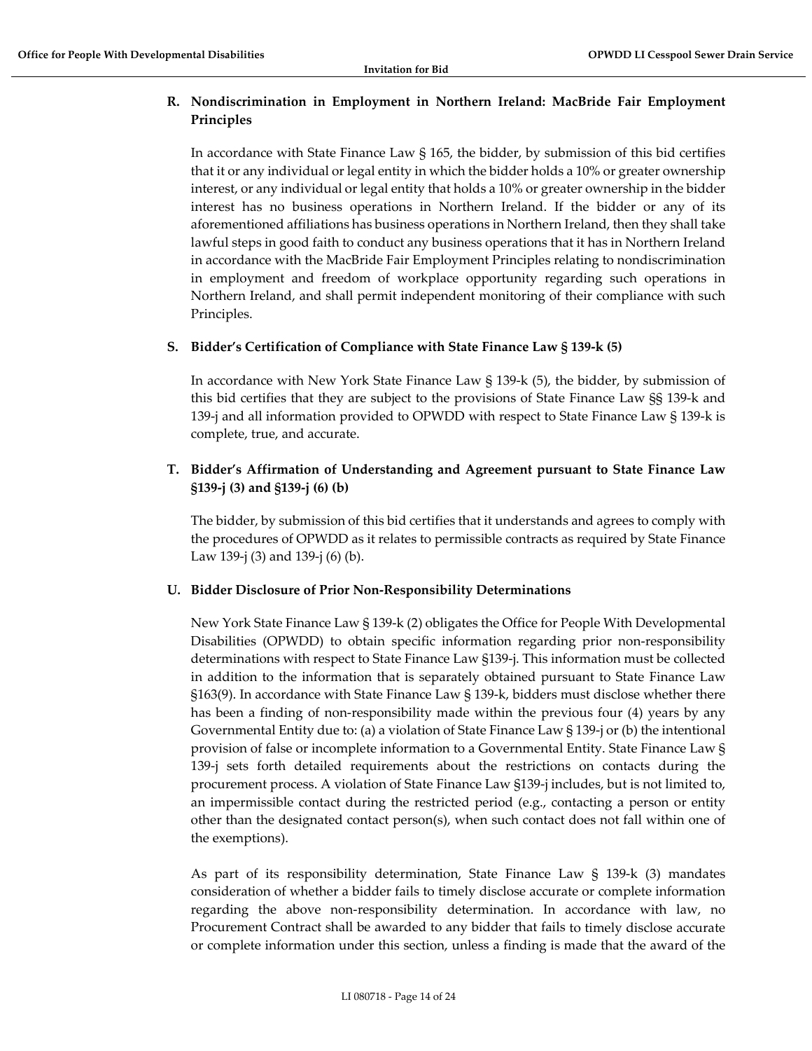**R. Nondiscrimination in Employment in Northern Ireland: MacBride Fair Employment Principles**

In accordance with State Finance Law § 165, the bidder, by submission of this bid certifies that it or any individual or legal entity in which the bidder holds a 10% or greater ownership interest, or any individual or legal entity that holds a 10% or greater ownership in the bidder interest has no business operations in Northern Ireland. If the bidder or any of its aforementioned affiliations has business operations in Northern Ireland, then they shall take lawful steps in good faith to conduct any business operations that it has in Northern Ireland in accordance with the MacBride Fair Employment Principles relating to nondiscrimination in employment and freedom of workplace opportunity regarding such operations in Northern Ireland, and shall permit independent monitoring of their compliance with such Principles.

**S. Bidder's Certification of Compliance with State Finance Law § 139-k (5)**

In accordance with New York State Finance Law § 139-k (5), the bidder, by submission of this bid certifies that they are subject to the provisions of State Finance Law §§ 139-k and 139-j and all information provided to OPWDD with respect to State Finance Law § 139-k is complete, true, and accurate.

**T. Bidder's Affirmation of Understanding and Agreement pursuant to State Finance Law §139-j (3) and §139-j (6) (b)**

The bidder, by submission of this bid certifies that it understands and agrees to comply with the procedures of OPWDD as it relates to permissible contracts as required by State Finance Law 139-j (3) and 139-j (6) (b).

**U. Bidder Disclosure of Prior Non-Responsibility Determinations**

New York State Finance Law § 139-k (2) obligates the Office for People With Developmental Disabilities (OPWDD) to obtain specific information regarding prior non-responsibility determinations with respect to State Finance Law §139-j. This information must be collected in addition to the information that is separately obtained pursuant to State Finance Law §163(9). In accordance with State Finance Law § 139-k, bidders must disclose whether there has been a finding of non-responsibility made within the previous four (4) years by any Governmental Entity due to: (a) a violation of State Finance Law § 139-j or (b) the intentional provision of false or incomplete information to a Governmental Entity. State Finance Law § 139-j sets forth detailed requirements about the restrictions on contacts during the procurement process. A violation of State Finance Law §139-j includes, but is not limited to, an impermissible contact during the restricted period (e.g., contacting a person or entity other than the designated contact person(s), when such contact does not fall within one of the exemptions).

As part of its responsibility determination, State Finance Law § 139-k (3) mandates consideration of whether a bidder fails to timely disclose accurate or complete information regarding the above non-responsibility determination. In accordance with law, no Procurement Contract shall be awarded to any bidder that fails to timely disclose accurate or complete information under this section, unless a finding is made that the award of the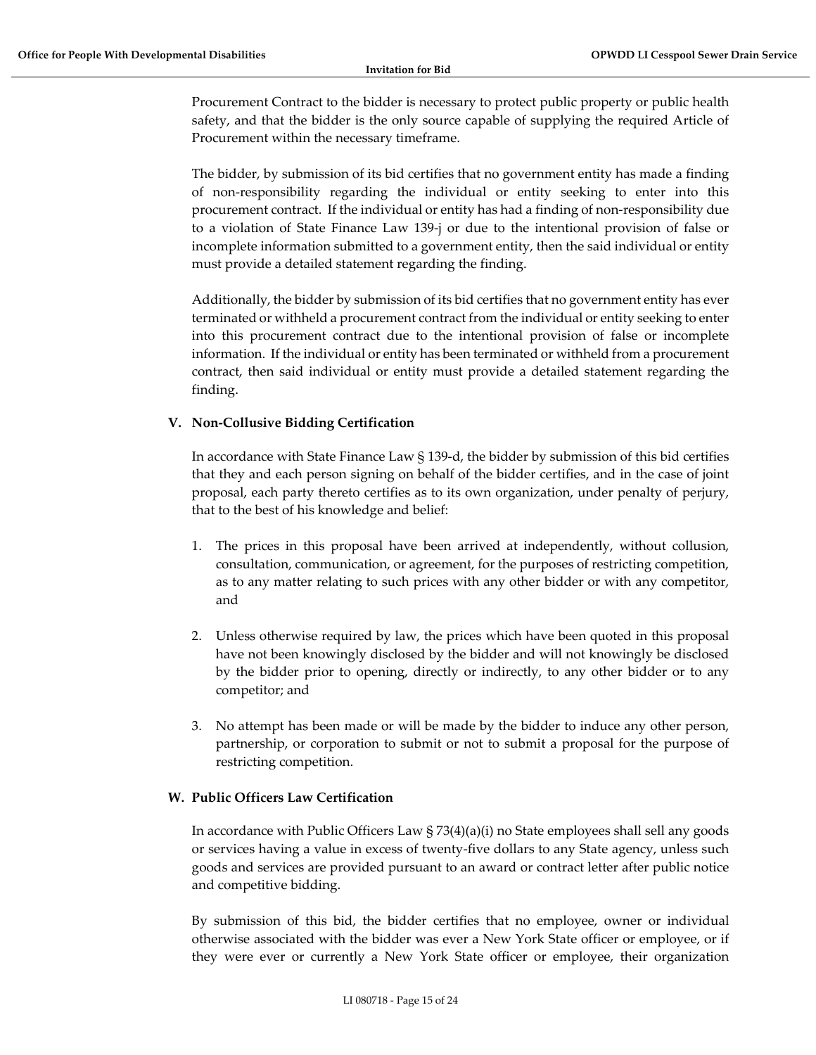Procurement Contract to the bidder is necessary to protect public property or public health safety, and that the bidder is the only source capable of supplying the required Article of Procurement within the necessary timeframe.

The bidder, by submission of its bid certifies that no government entity has made a finding of non-responsibility regarding the individual or entity seeking to enter into this procurement contract. If the individual or entity has had a finding of non-responsibility due to a violation of State Finance Law 139-j or due to the intentional provision of false or incomplete information submitted to a government entity, then the said individual or entity must provide a detailed statement regarding the finding.

Additionally, the bidder by submission of its bid certifies that no government entity has ever terminated or withheld a procurement contract from the individual or entity seeking to enter into this procurement contract due to the intentional provision of false or incomplete information. If the individual or entity has been terminated or withheld from a procurement contract, then said individual or entity must provide a detailed statement regarding the finding.

### V. Non-Collusive Bidding Certification

In accordance with State Finance Law § 139-d, the bidder by submission of this bid certifies that they and each person signing on behalf of the bidder certifies, and in the case of joint proposal, each party thereto certifies as to its own organization, under penalty of perjury, that to the best of his knowledge and belief:

1. The prices in this proposal have been arrived at independently, without collusion, consultation, communication, or agreement, for the purposes of restricting competition, as to any matter relating to such prices with any other bidder or with any competitor, and

2. Unless otherwise required by law, the prices which have been quoted in this proposal have not been knowingly disclosed by the bidder and will not knowingly be disclosed by the bidder prior to opening, directly or indirectly, to any other bidder or to any competitor; and

3. No attempt has been made or will be made by the bidder to induce any other person, partnership, or corporation to submit or not to submit a proposal for the purpose of restricting competition.

### W. Public Officers Law Certification

In accordance with Public Officers Law § 73(4)(a)(i) no State employees shall sell any goods or services having a value in excess of twenty-five dollars to any State agency, unless such goods and services are provided pursuant to an award or contract letter after public notice and competitive bidding.

By submission of this bid, the bidder certifies that no employee, owner or individual otherwise associated with the bidder was ever a New York State officer or employee, or if they were ever or currently a New York State officer or employee, their organization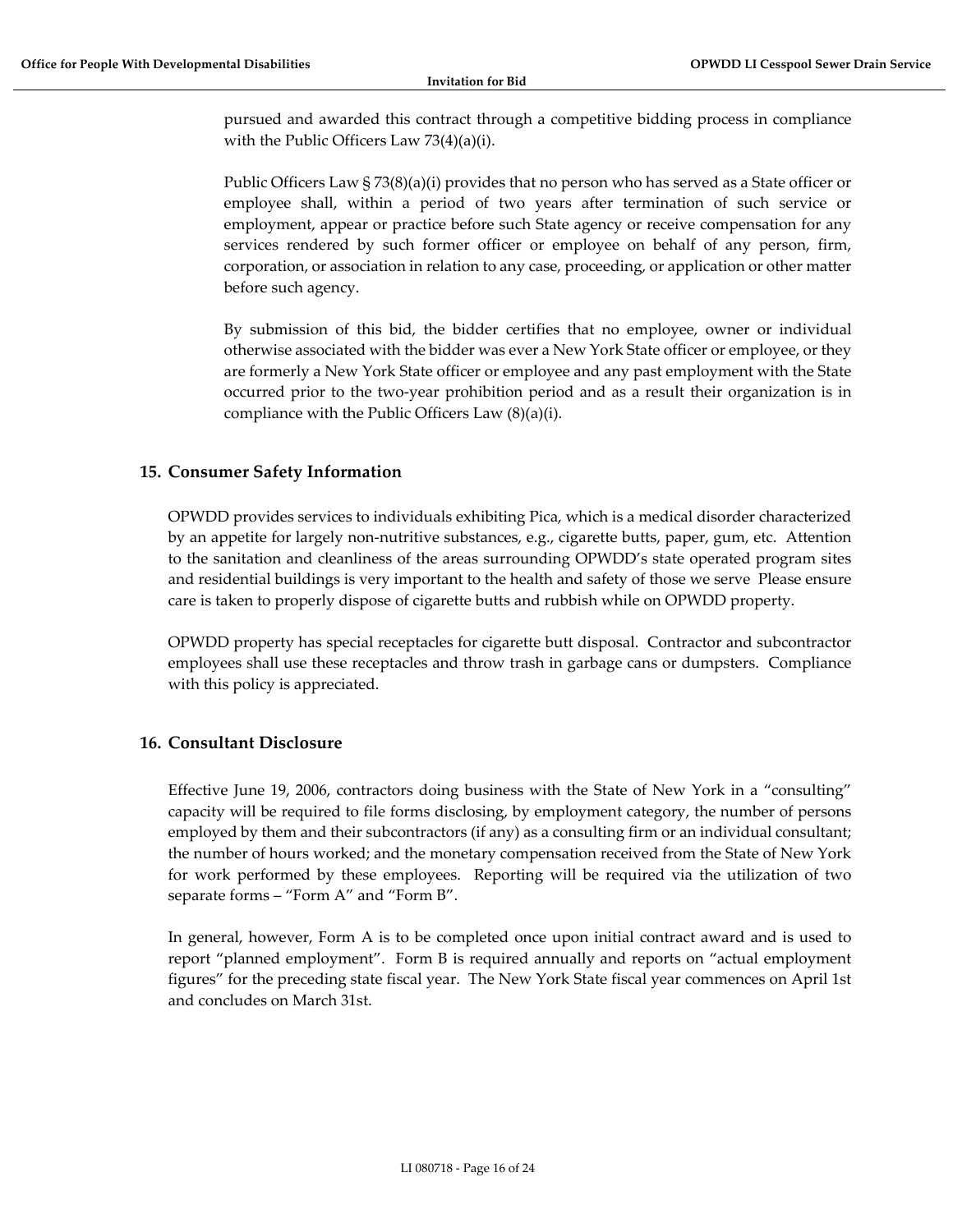pursued and awarded this contract through a competitive bidding process in compliance with the Public Officers Law 73(4)(a)(i).

Public Officers Law § 73(8)(a)(i) provides that no person who has served as a State officer or employee shall, within a period of two years after termination of such service or employment, appear or practice before such State agency or receive compensation for any services rendered by such former officer or employee on behalf of any person, firm, corporation, or association in relation to any case, proceeding, or application or other matter before such agency.

By submission of this bid, the bidder certifies that no employee, owner or individual otherwise associated with the bidder was ever a New York State officer or employee, or they are formerly a New York State officer or employee and any past employment with the State occurred prior to the two-year prohibition period and as a result their organization is in compliance with the Public Officers Law (8)(a)(i).

## 15. Consumer Safety Information

OPWDD provides services to individuals exhibiting Pica, which is a medical disorder characterized by an appetite for largely non-nutritive substances, e.g., cigarette butts, paper, gum, etc. Attention to the sanitation and cleanliness of the areas surrounding OPWDD's state operated program sites and residential buildings is very important to the health and safety of those we serve Please ensure care is taken to properly dispose of cigarette butts and rubbish while on OPWDD property.

OPWDD property has special receptacles for cigarette butt disposal. Contractor and subcontractor employees shall use these receptacles and throw trash in garbage cans or dumpsters. Compliance with this policy is appreciated.

## 16. Consultant Disclosure

Effective June 19, 2006, contractors doing business with the State of New York in a "consulting" capacity will be required to file forms disclosing, by employment category, the number of persons employed by them and their subcontractors (if any) as a consulting firm or an individual consultant; the number of hours worked; and the monetary compensation received from the State of New York for work performed by these employees. Reporting will be required via the utilization of two separate forms – "Form A" and "Form B".

In general, however, Form A is to be completed once upon initial contract award and is used to report "planned employment". Form B is required annually and reports on "actual employment figures" for the preceding state fiscal year. The New York State fiscal year commences on April 1st and concludes on March 31st.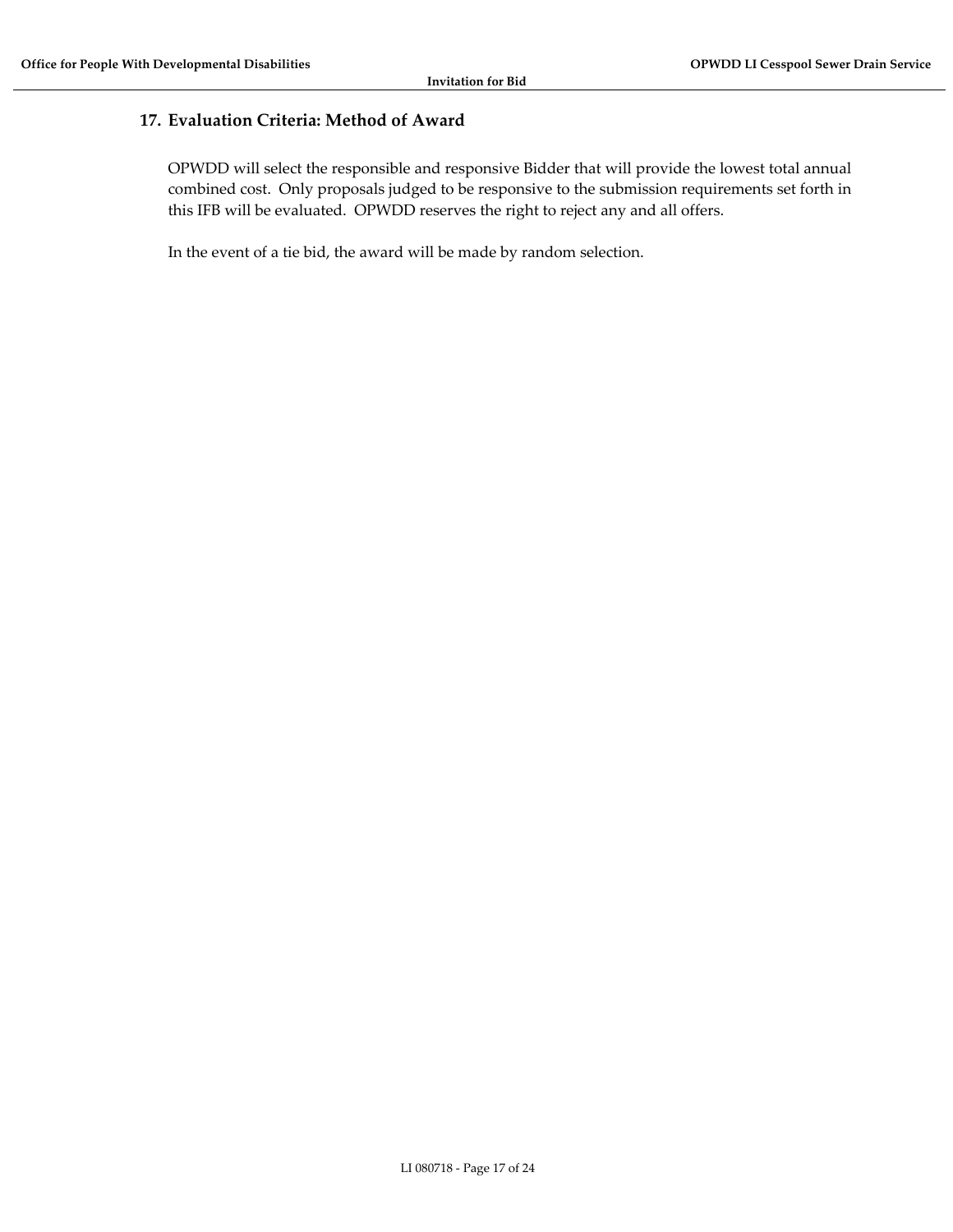## 17. Evaluation Criteria: Method of Award

OPWDD will select the responsible and responsive Bidder that will provide the lowest total annual combined cost. Only proposals judged to be responsive to the submission requirements set forth in this IFB will be evaluated. OPWDD reserves the right to reject any and all offers.

In the event of a tie bid, the award will be made by random selection.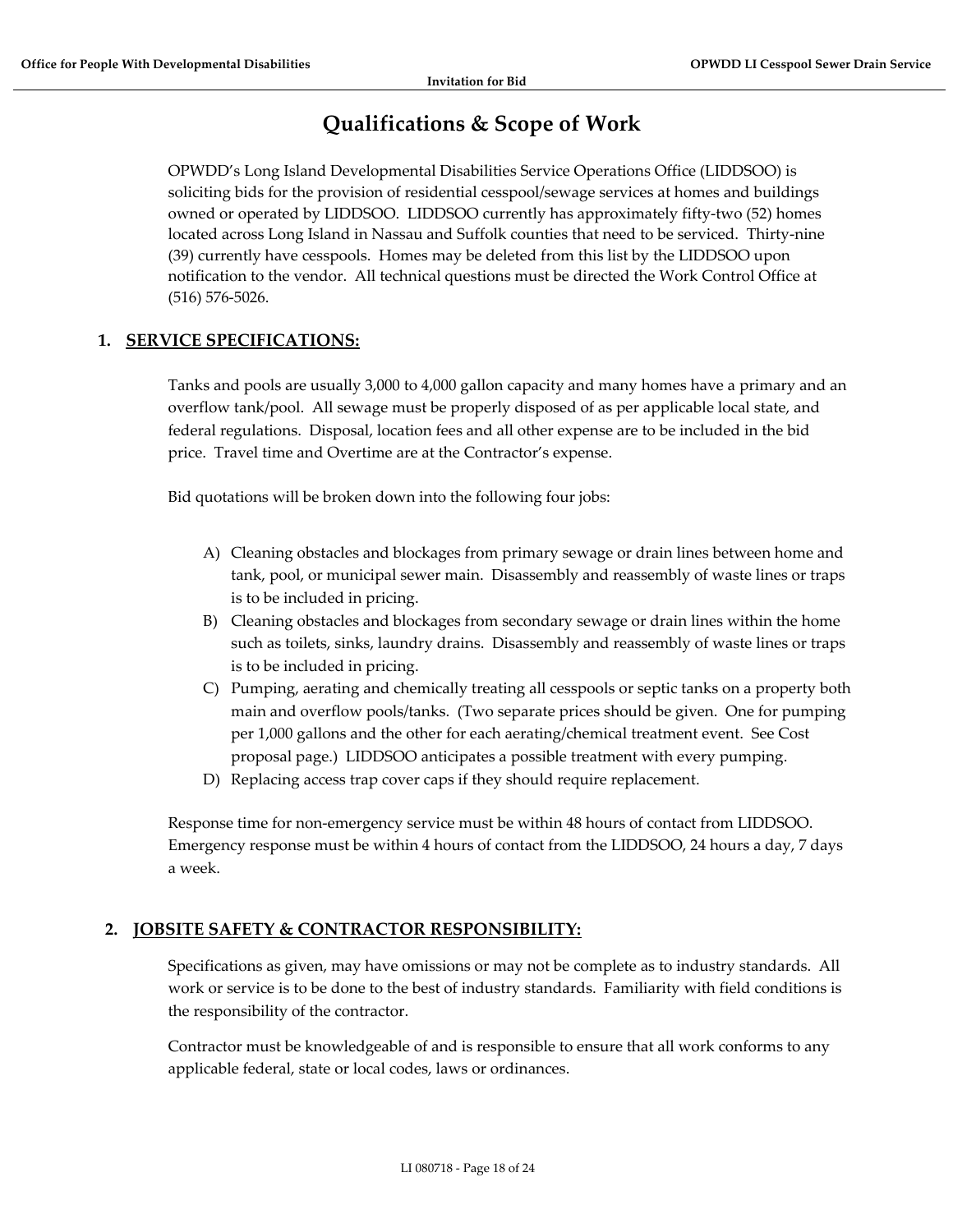# Qualifications & Scope of Work

OPWDD's Long Island Developmental Disabilities Service Operations Office (LIDDSOO) is soliciting bids for the provision of residential cesspool/sewage services at homes and buildings owned or operated by LIDDSOO. LIDDSOO currently has approximately fifty-two (52) homes located across Long Island in Nassau and Suffolk counties that need to be serviced. Thirty-nine (39) currently have cesspools. Homes may be deleted from this list by the LIDDSOO upon notification to the vendor. All technical questions must be directed the Work Control Office at (516) 576-5026.

## 1. SERVICE SPECIFICATIONS:

Tanks and pools are usually 3,000 to 4,000 gallon capacity and many homes have a primary and an overflow tank/pool. All sewage must be properly disposed of as per applicable local state, and federal regulations. Disposal, location fees and all other expense are to be included in the bid price. Travel time and Overtime are at the Contractor's expense.

Bid quotations will be broken down into the following four jobs:

A) Cleaning obstacles and blockages from primary sewage or drain lines between home and tank, pool, or municipal sewer main. Disassembly and reassembly of waste lines or traps is to be included in pricing.

B) Cleaning obstacles and blockages from secondary sewage or drain lines within the home such as toilets, sinks, laundry drains. Disassembly and reassembly of waste lines or traps is to be included in pricing.

C) Pumping, aerating and chemically treating all cesspools or septic tanks on a property both main and overflow pools/tanks. (Two separate prices should be given. One for pumping per 1,000 gallons and the other for each aerating/chemical treatment event. See Cost proposal page.) LIDDSOO anticipates a possible treatment with every pumping.

D) Replacing access trap cover caps if they should require replacement.

Response time for non-emergency service must be within 48 hours of contact from LIDDSOO. Emergency response must be within 4 hours of contact from the LIDDSOO, 24 hours a day, 7 days a week.

## 2. JOBSITE SAFETY & CONTRACTOR RESPONSIBILITY:

Specifications as given, may have omissions or may not be complete as to industry standards. All work or service is to be done to the best of industry standards. Familiarity with field conditions is the responsibility of the contractor.

Contractor must be knowledgeable of and is responsible to ensure that all work conforms to any applicable federal, state or local codes, laws or ordinances.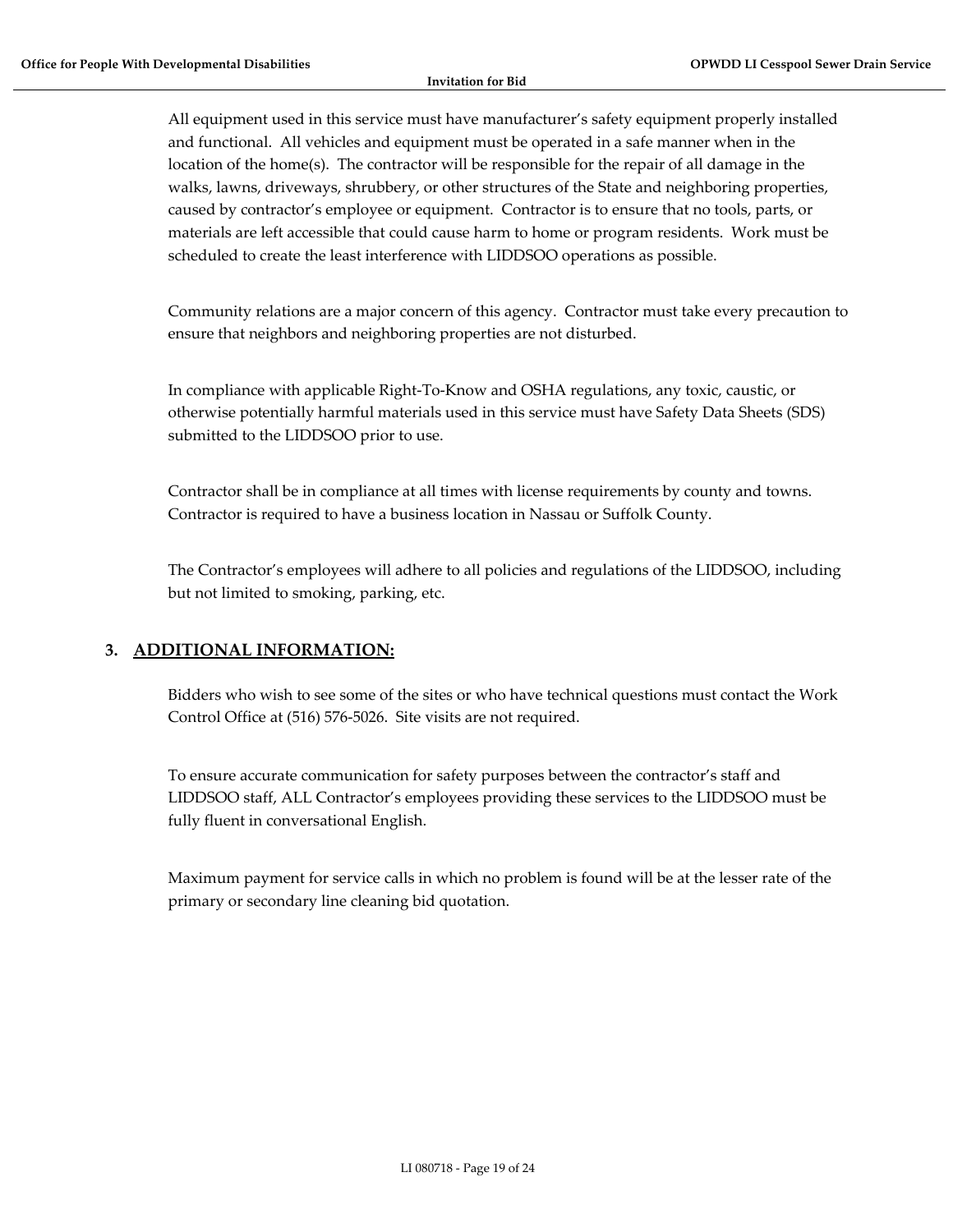All equipment used in this service must have manufacturer's safety equipment properly installed and functional. All vehicles and equipment must be operated in a safe manner when in the location of the home(s). The contractor will be responsible for the repair of all damage in the walks, lawns, driveways, shrubbery, or other structures of the State and neighboring properties, caused by contractor's employee or equipment. Contractor is to ensure that no tools, parts, or materials are left accessible that could cause harm to home or program residents. Work must be scheduled to create the least interference with LIDDSOO operations as possible.

Community relations are a major concern of this agency. Contractor must take every precaution to ensure that neighbors and neighboring properties are not disturbed.

In compliance with applicable Right-To-Know and OSHA regulations, any toxic, caustic, or otherwise potentially harmful materials used in this service must have Safety Data Sheets (SDS) submitted to the LIDDSOO prior to use.

Contractor shall be in compliance at all times with license requirements by county and towns. Contractor is required to have a business location in Nassau or Suffolk County.

The Contractor's employees will adhere to all policies and regulations of the LIDDSOO, including but not limited to smoking, parking, etc.

## 3. ADDITIONAL INFORMATION:

Bidders who wish to see some of the sites or who have technical questions must contact the Work Control Office at (516) 576-5026. Site visits are not required.

To ensure accurate communication for safety purposes between the contractor's staff and LIDDSOO staff, ALL Contractor's employees providing these services to the LIDDSOO must be fully fluent in conversational English.

Maximum payment for service calls in which no problem is found will be at the lesser rate of the primary or secondary line cleaning bid quotation.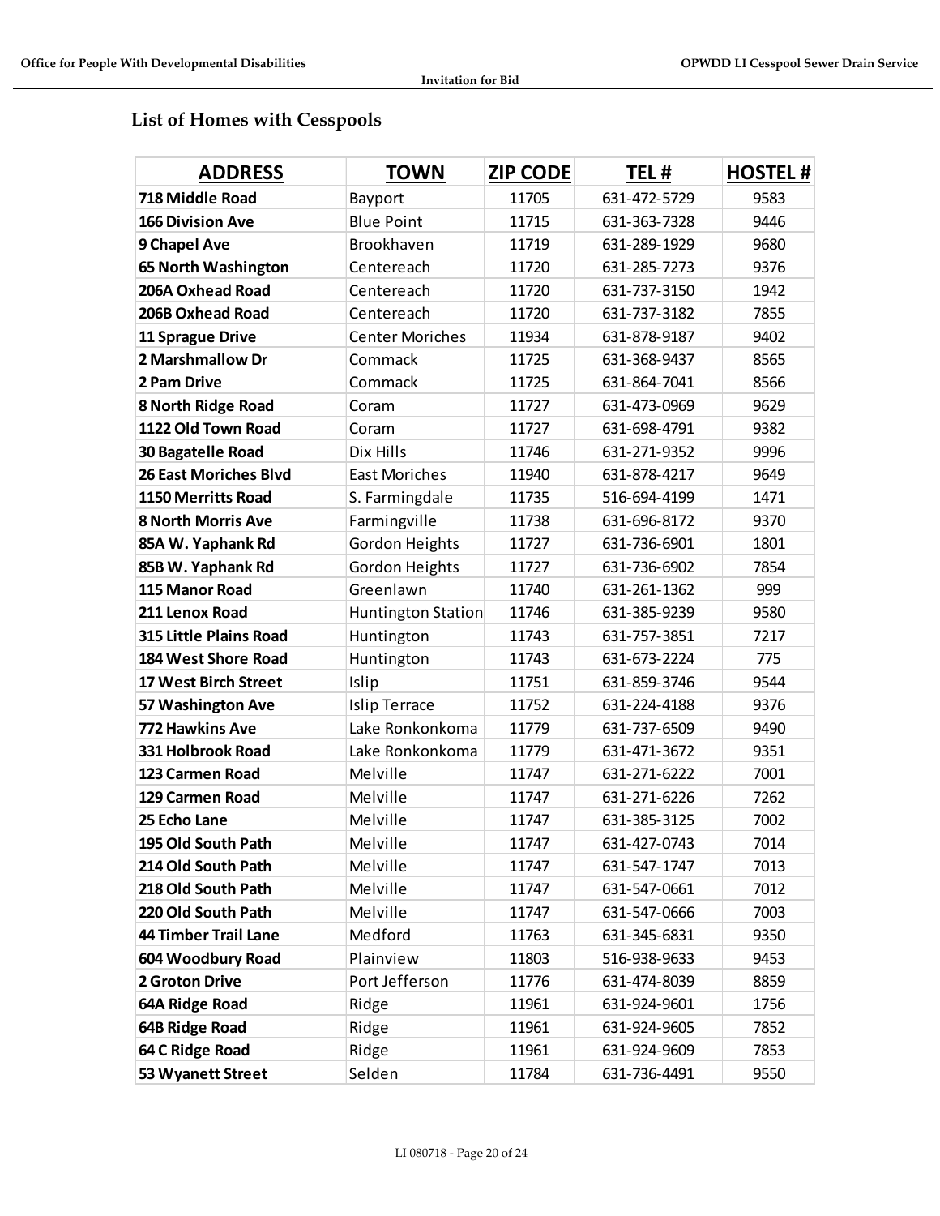## List of Homes with Cesspools

| ADDRESS | TOWN | ZIP CODE | TEL # | HOSTEL # |
|---|---|---|---|---|
| **718 Middle Road** | Bayport | 11705 | 631-472-5729 | 9583 |
| **166 Division Ave** | Blue Point | 11715 | 631-363-7328 | 9446 |
| **9 Chapel Ave** | Brookhaven | 11719 | 631-289-1929 | 9680 |
| **65 North Washington** | Centereach | 11720 | 631-285-7273 | 9376 |
| **206A Oxhead Road** | Centereach | 11720 | 631-737-3150 | 1942 |
| **206B Oxhead Road** | Centereach | 11720 | 631-737-3182 | 7855 |
| **11 Sprague Drive** | Center Moriches | 11934 | 631-878-9187 | 9402 |
| **2 Marshmallow Dr** | Commack | 11725 | 631-368-9437 | 8565 |
| **2 Pam Drive** | Commack | 11725 | 631-864-7041 | 8566 |
| **8 North Ridge Road** | Coram | 11727 | 631-473-0969 | 9629 |
| **1122 Old Town Road** | Coram | 11727 | 631-698-4791 | 9382 |
| **30 Bagatelle Road** | Dix Hills | 11746 | 631-271-9352 | 9996 |
| **26 East Moriches Blvd** | East Moriches | 11940 | 631-878-4217 | 9649 |
| **1150 Merritts Road** | S. Farmingdale | 11735 | 516-694-4199 | 1471 |
| **8 North Morris Ave** | Farmingville | 11738 | 631-696-8172 | 9370 |
| **85A W. Yaphank Rd** | Gordon Heights | 11727 | 631-736-6901 | 1801 |
| **85B W. Yaphank Rd** | Gordon Heights | 11727 | 631-736-6902 | 7854 |
| **115 Manor Road** | Greenlawn | 11740 | 631-261-1362 | 999 |
| **211 Lenox Road** | Huntington Station | 11746 | 631-385-9239 | 9580 |
| **315 Little Plains Road** | Huntington | 11743 | 631-757-3851 | 7217 |
| **184 West Shore Road** | Huntington | 11743 | 631-673-2224 | 775 |
| **17 West Birch Street** | Islip | 11751 | 631-859-3746 | 9544 |
| **57 Washington Ave** | Islip Terrace | 11752 | 631-224-4188 | 9376 |
| **772 Hawkins Ave** | Lake Ronkonkoma | 11779 | 631-737-6509 | 9490 |
| **331 Holbrook Road** | Lake Ronkonkoma | 11779 | 631-471-3672 | 9351 |
| **123 Carmen Road** | Melville | 11747 | 631-271-6222 | 7001 |
| **129 Carmen Road** | Melville | 11747 | 631-271-6226 | 7262 |
| **25 Echo Lane** | Melville | 11747 | 631-385-3125 | 7002 |
| **195 Old South Path** | Melville | 11747 | 631-427-0743 | 7014 |
| **214 Old South Path** | Melville | 11747 | 631-547-1747 | 7013 |
| **218 Old South Path** | Melville | 11747 | 631-547-0661 | 7012 |
| **220 Old South Path** | Melville | 11747 | 631-547-0666 | 7003 |
| **44 Timber Trail Lane** | Medford | 11763 | 631-345-6831 | 9350 |
| **604 Woodbury Road** | Plainview | 11803 | 516-938-9633 | 9453 |
| **2 Groton Drive** | Port Jefferson | 11776 | 631-474-8039 | 8859 |
| **64A Ridge Road** | Ridge | 11961 | 631-924-9601 | 1756 |
| **64B Ridge Road** | Ridge | 11961 | 631-924-9605 | 7852 |
| **64 C Ridge Road** | Ridge | 11961 | 631-924-9609 | 7853 |
| **53 Wyanett Street** | Selden | 11784 | 631-736-4491 | 9550 |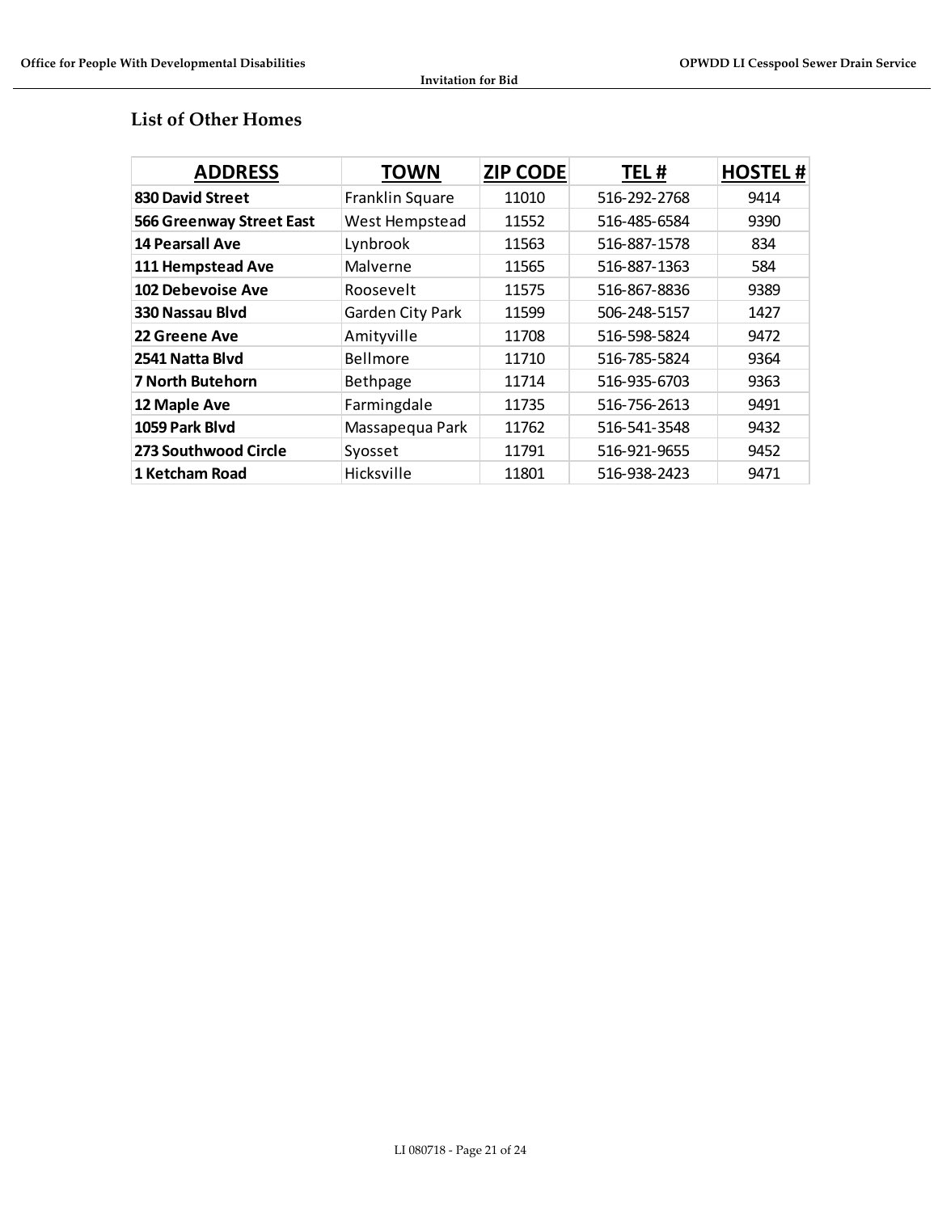## List of Other Homes

| ADDRESS | TOWN | ZIP CODE | TEL # | HOSTEL # |
|---|---|---|---|---|
| **830 David Street** | Franklin Square | 11010 | 516-292-2768 | 9414 |
| **566 Greenway Street East** | West Hempstead | 11552 | 516-485-6584 | 9390 |
| **14 Pearsall Ave** | Lynbrook | 11563 | 516-887-1578 | 834 |
| **111 Hempstead Ave** | Malverne | 11565 | 516-887-1363 | 584 |
| **102 Debevoise Ave** | Roosevelt | 11575 | 516-867-8836 | 9389 |
| **330 Nassau Blvd** | Garden City Park | 11599 | 506-248-5157 | 1427 |
| **22 Greene Ave** | Amityville | 11708 | 516-598-5824 | 9472 |
| **2541 Natta Blvd** | Bellmore | 11710 | 516-785-5824 | 9364 |
| **7 North Butehorn** | Bethpage | 11714 | 516-935-6703 | 9363 |
| **12 Maple Ave** | Farmingdale | 11735 | 516-756-2613 | 9491 |
| **1059 Park Blvd** | Massapequa Park | 11762 | 516-541-3548 | 9432 |
| **273 Southwood Circle** | Syosset | 11791 | 516-921-9655 | 9452 |
| **1 Ketcham Road** | Hicksville | 11801 | 516-938-2423 | 9471 |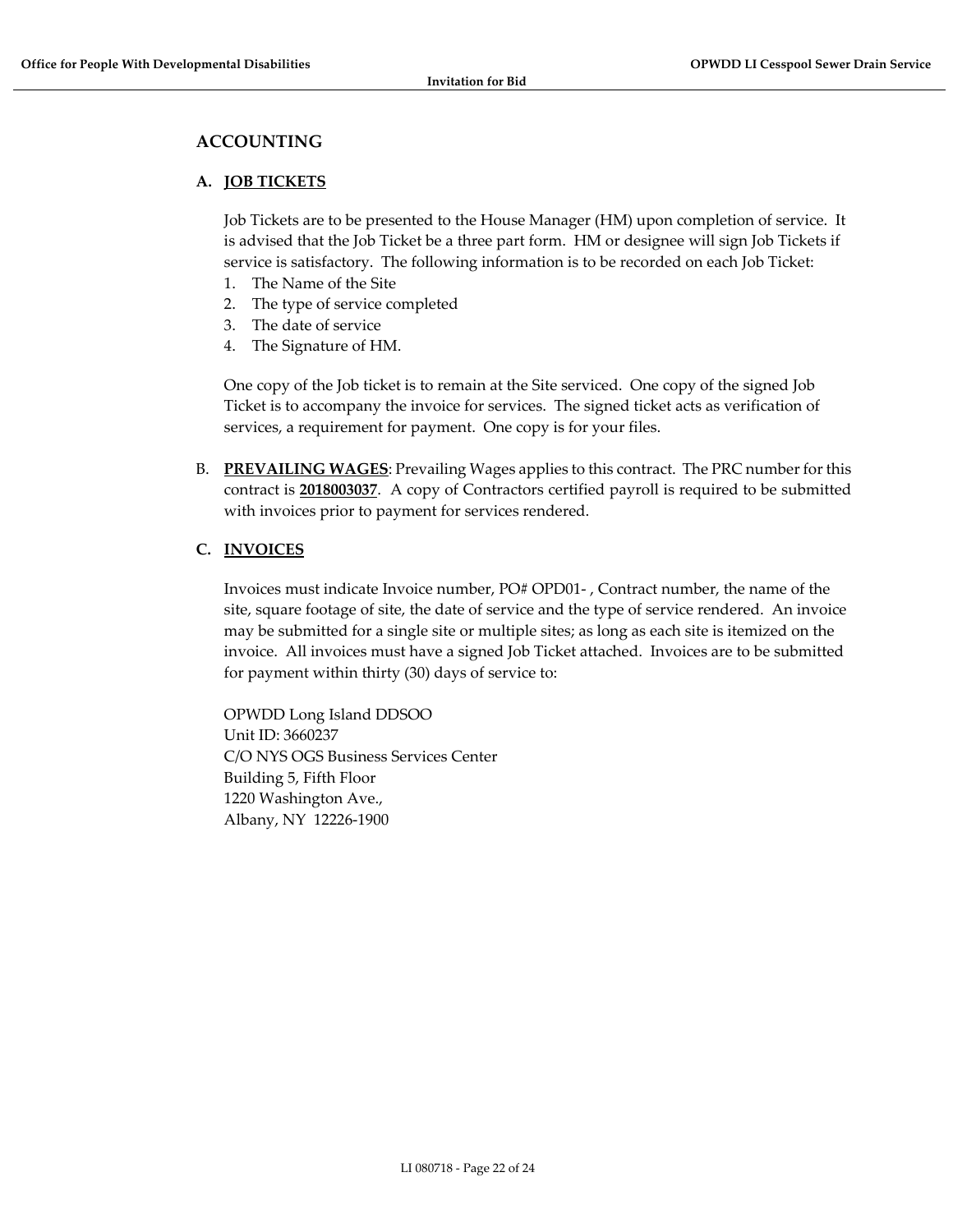## ACCOUNTING

### A. JOB TICKETS

Job Tickets are to be presented to the House Manager (HM) upon completion of service. It is advised that the Job Ticket be a three part form. HM or designee will sign Job Tickets if service is satisfactory. The following information is to be recorded on each Job Ticket:

1. The Name of the Site
2. The type of service completed
3. The date of service
4. The Signature of HM.

One copy of the Job ticket is to remain at the Site serviced. One copy of the signed Job Ticket is to accompany the invoice for services. The signed ticket acts as verification of services, a requirement for payment. One copy is for your files.

B. **PREVAILING WAGES**: Prevailing Wages applies to this contract. The PRC number for this contract is **2018003037**. A copy of Contractors certified payroll is required to be submitted with invoices prior to payment for services rendered.

### C. INVOICES

Invoices must indicate Invoice number, PO# OPD01- , Contract number, the name of the site, square footage of site, the date of service and the type of service rendered. An invoice may be submitted for a single site or multiple sites; as long as each site is itemized on the invoice. All invoices must have a signed Job Ticket attached. Invoices are to be submitted for payment within thirty (30) days of service to:

OPWDD Long Island DDSOO
Unit ID: 3660237
C/O NYS OGS Business Services Center
Building 5, Fifth Floor
1220 Washington Ave.,
Albany, NY 12226-1900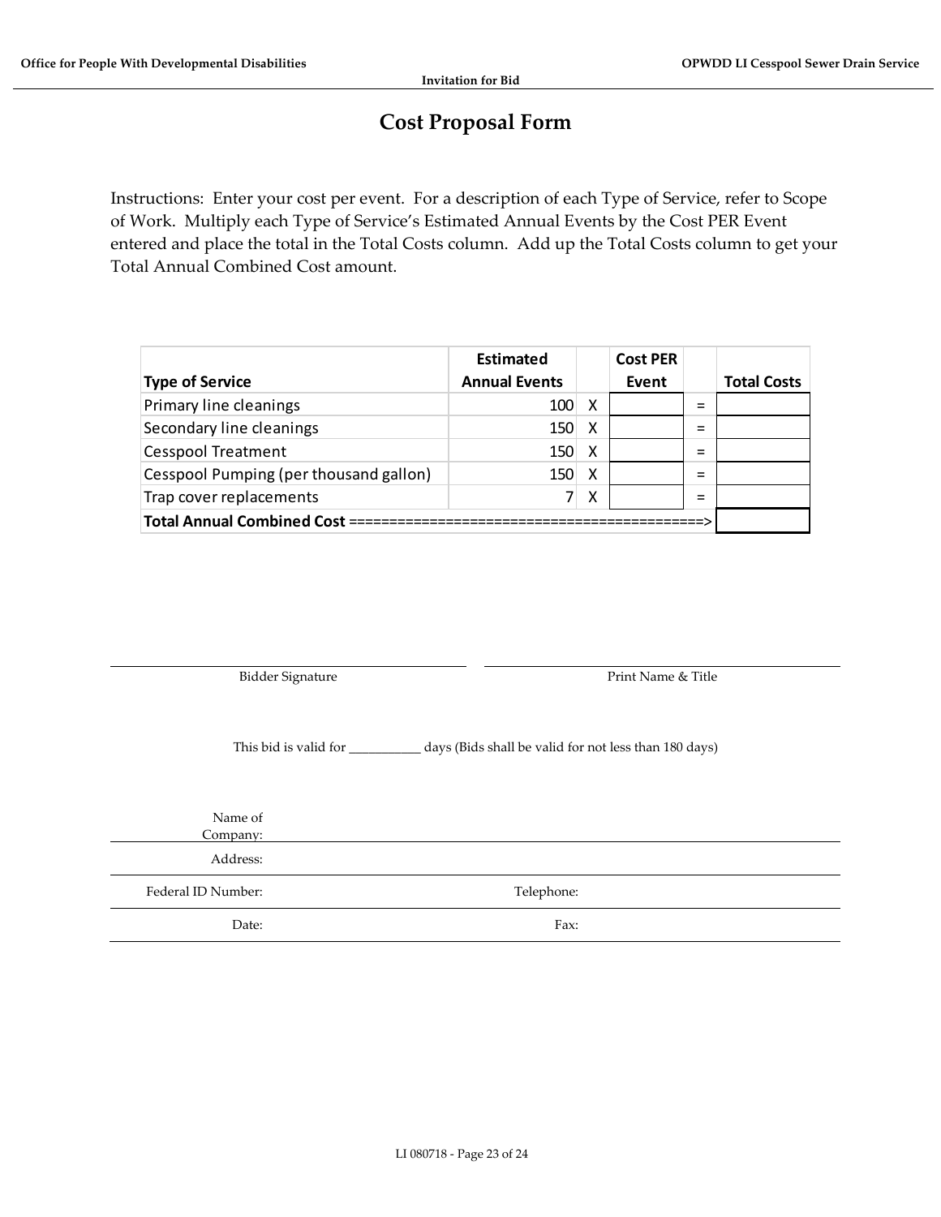# Cost Proposal Form

Instructions: Enter your cost per event. For a description of each Type of Service, refer to Scope of Work. Multiply each Type of Service's Estimated Annual Events by the Cost PER Event entered and place the total in the Total Costs column. Add up the Total Costs column to get your Total Annual Combined Cost amount.

| Type of Service | Estimated Annual Events | | Cost PER Event | | Total Costs |
|---|---|---|---|---|---|
| Primary line cleanings | 100 | X | | = | |
| Secondary line cleanings | 150 | X | | = | |
| Cesspool Treatment | 150 | X | | = | |
| Cesspool Pumping (per thousand gallon) | 150 | X | | = | |
| Trap cover replacements | 7 | X | | = | |
| **Total Annual Combined Cost ==========================================>** | | | | | |

Bidder Signature

Print Name & Title

This bid is valid for ___________ days (Bids shall be valid for not less than 180 days)

Name of Company:

Address:

Federal ID Number: Telephone:

Date: Fax: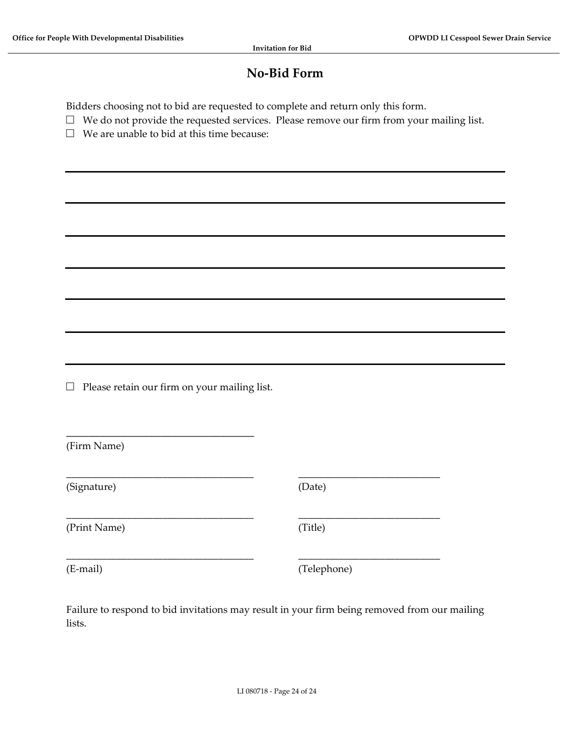# No-Bid Form

Bidders choosing not to bid are requested to complete and return only this form.

☐ We do not provide the requested services. Please remove our firm from your mailing list.

☐ We are unable to bid at this time because:

_______________________________________________________________________________

_______________________________________________________________________________

_______________________________________________________________________________

_______________________________________________________________________________

_______________________________________________________________________________

_______________________________________________________________________________

_______________________________________________________________________________

☐ Please retain our firm on your mailing list.

_____________________________________
(Firm Name)

_____________________________________ _____________________________
(Signature) (Date)

_____________________________________ _____________________________
(Print Name) (Title)

_____________________________________ _____________________________
(E-mail) (Telephone)

Failure to respond to bid invitations may result in your firm being removed from our mailing lists.